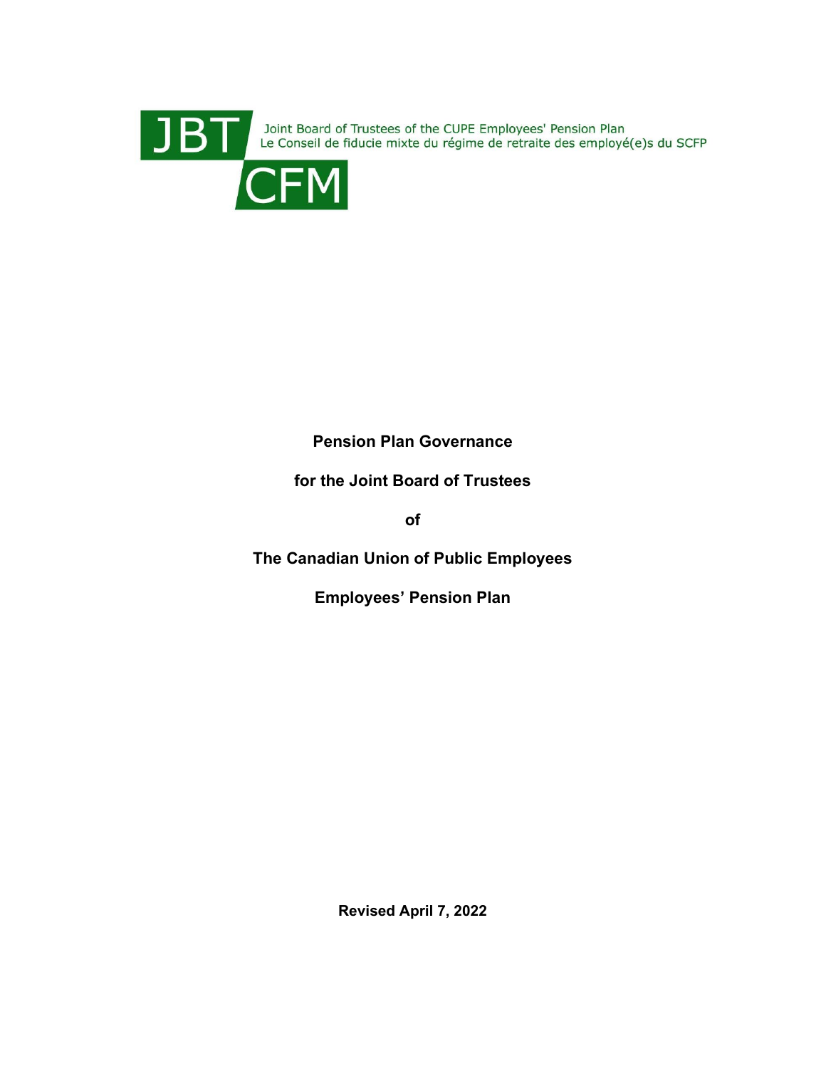JBT CFM

Joint Board of Trustees of the CUPE Employees' Pension Plan
Le Conseil de fiducie mixte du régime de retraite des employé(e)s du SCFP

**Pension Plan Governance**

**for the Joint Board of Trustees**

**of**

**The Canadian Union of Public Employees**

**Employees' Pension Plan**

**Revised April 7, 2022**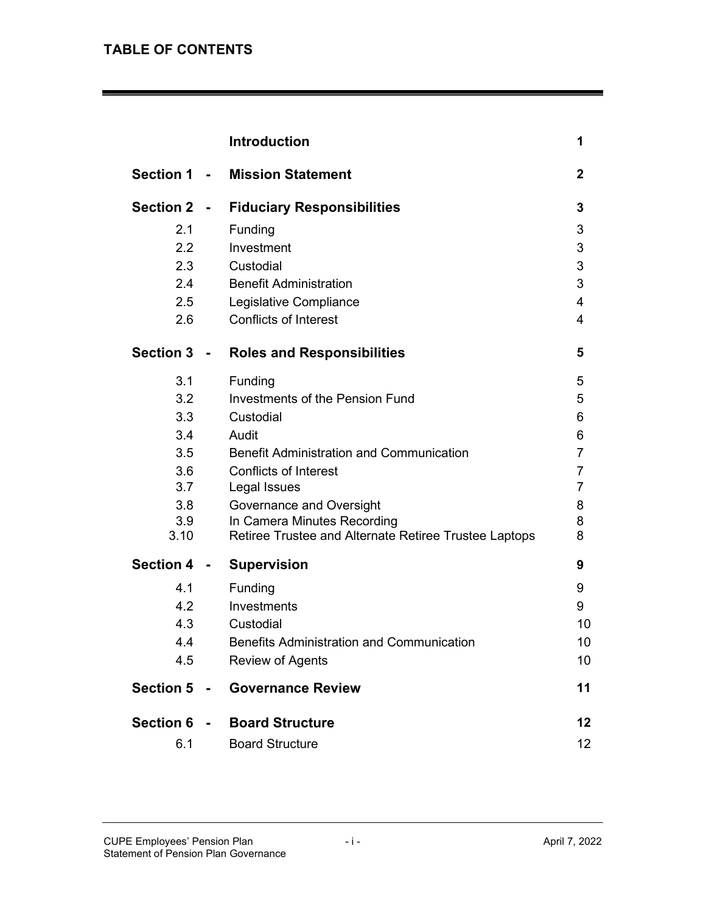## TABLE OF CONTENTS

| | | |
|---|---|---|
| | **Introduction** | **1** |
| **Section 1 -** | **Mission Statement** | **2** |
| **Section 2 -** | **Fiduciary Responsibilities** | **3** |
| 2.1 | Funding | 3 |
| 2.2 | Investment | 3 |
| 2.3 | Custodial | 3 |
| 2.4 | Benefit Administration | 3 |
| 2.5 | Legislative Compliance | 4 |
| 2.6 | Conflicts of Interest | 4 |
| **Section 3 -** | **Roles and Responsibilities** | **5** |
| 3.1 | Funding | 5 |
| 3.2 | Investments of the Pension Fund | 5 |
| 3.3 | Custodial | 6 |
| 3.4 | Audit | 6 |
| 3.5 | Benefit Administration and Communication | 7 |
| 3.6 | Conflicts of Interest | 7 |
| 3.7 | Legal Issues | 7 |
| 3.8 | Governance and Oversight | 8 |
| 3.9 | In Camera Minutes Recording | 8 |
| 3.10 | Retiree Trustee and Alternate Retiree Trustee Laptops | 8 |
| **Section 4 -** | **Supervision** | **9** |
| 4.1 | Funding | 9 |
| 4.2 | Investments | 9 |
| 4.3 | Custodial | 10 |
| 4.4 | Benefits Administration and Communication | 10 |
| 4.5 | Review of Agents | 10 |
| **Section 5 -** | **Governance Review** | **11** |
| **Section 6 -** | **Board Structure** | **12** |
| 6.1 | Board Structure | 12 |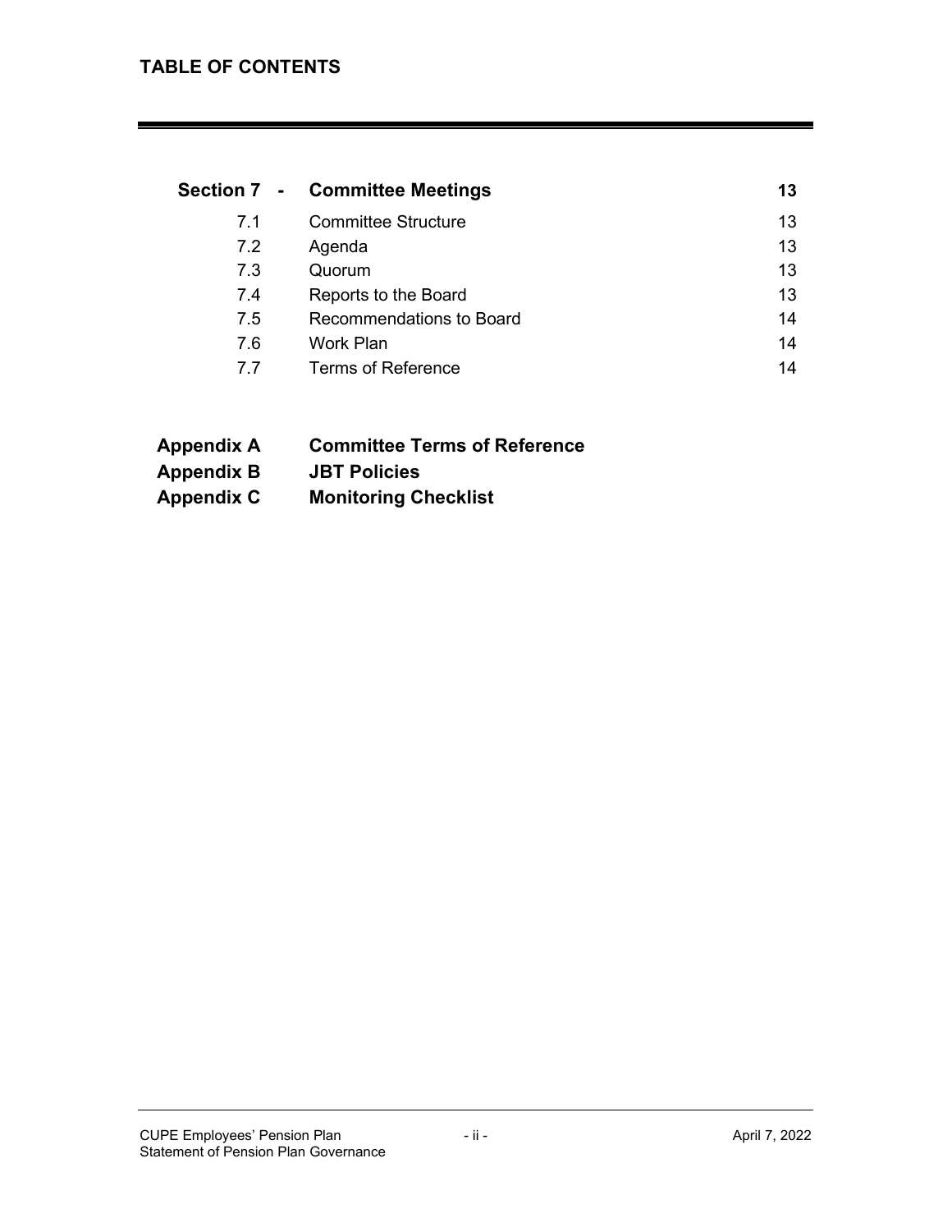## TABLE OF CONTENTS

| | | |
|---|---|---|
| **Section 7 -** | **Committee Meetings** | **13** |
| 7.1 | Committee Structure | 13 |
| 7.2 | Agenda | 13 |
| 7.3 | Quorum | 13 |
| 7.4 | Reports to the Board | 13 |
| 7.5 | Recommendations to Board | 14 |
| 7.6 | Work Plan | 14 |
| 7.7 | Terms of Reference | 14 |

**Appendix A** **Committee Terms of Reference**

**Appendix B** **JBT Policies**

**Appendix C** **Monitoring Checklist**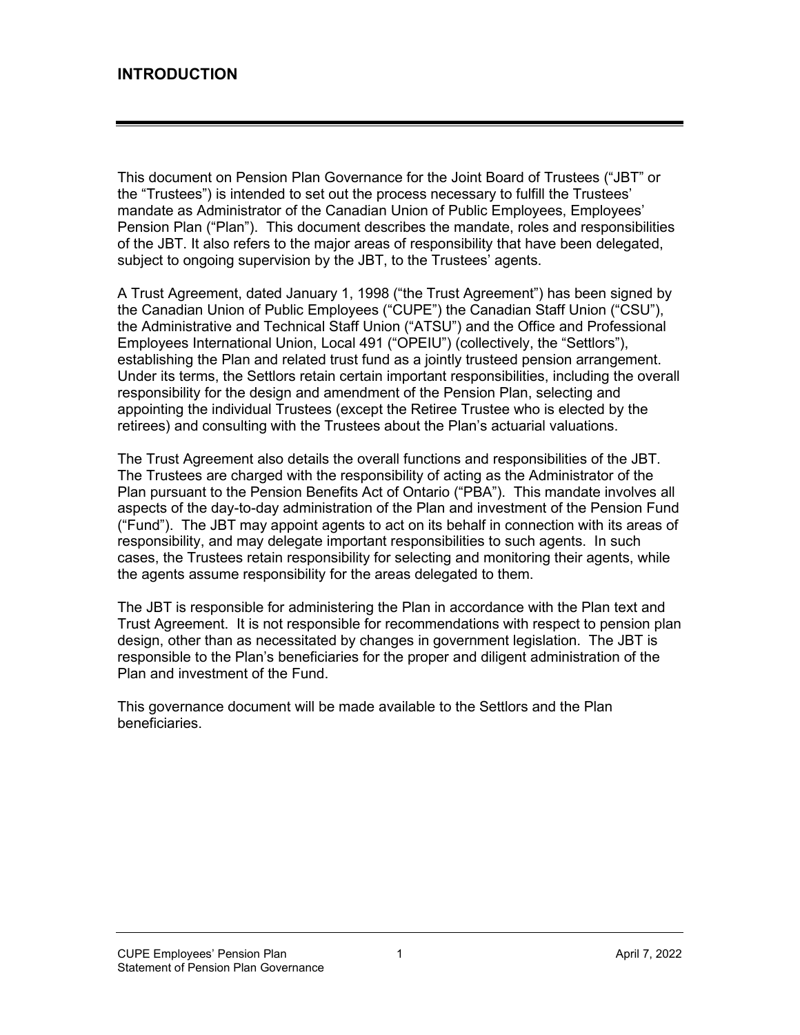## INTRODUCTION

This document on Pension Plan Governance for the Joint Board of Trustees ("JBT" or the "Trustees") is intended to set out the process necessary to fulfill the Trustees' mandate as Administrator of the Canadian Union of Public Employees, Employees' Pension Plan ("Plan"). This document describes the mandate, roles and responsibilities of the JBT. It also refers to the major areas of responsibility that have been delegated, subject to ongoing supervision by the JBT, to the Trustees' agents.

A Trust Agreement, dated January 1, 1998 ("the Trust Agreement") has been signed by the Canadian Union of Public Employees ("CUPE") the Canadian Staff Union ("CSU"), the Administrative and Technical Staff Union ("ATSU") and the Office and Professional Employees International Union, Local 491 ("OPEIU") (collectively, the "Settlors"), establishing the Plan and related trust fund as a jointly trusteed pension arrangement. Under its terms, the Settlors retain certain important responsibilities, including the overall responsibility for the design and amendment of the Pension Plan, selecting and appointing the individual Trustees (except the Retiree Trustee who is elected by the retirees) and consulting with the Trustees about the Plan's actuarial valuations.

The Trust Agreement also details the overall functions and responsibilities of the JBT. The Trustees are charged with the responsibility of acting as the Administrator of the Plan pursuant to the Pension Benefits Act of Ontario ("PBA"). This mandate involves all aspects of the day-to-day administration of the Plan and investment of the Pension Fund ("Fund"). The JBT may appoint agents to act on its behalf in connection with its areas of responsibility, and may delegate important responsibilities to such agents. In such cases, the Trustees retain responsibility for selecting and monitoring their agents, while the agents assume responsibility for the areas delegated to them.

The JBT is responsible for administering the Plan in accordance with the Plan text and Trust Agreement. It is not responsible for recommendations with respect to pension plan design, other than as necessitated by changes in government legislation. The JBT is responsible to the Plan's beneficiaries for the proper and diligent administration of the Plan and investment of the Fund.

This governance document will be made available to the Settlors and the Plan beneficiaries.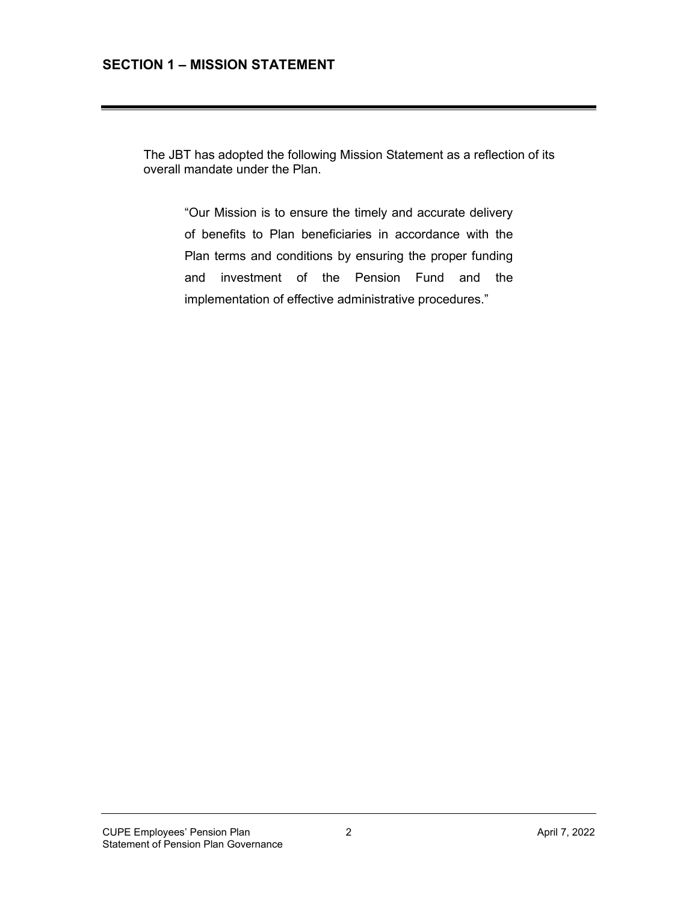## SECTION 1 – MISSION STATEMENT

The JBT has adopted the following Mission Statement as a reflection of its overall mandate under the Plan.

> "Our Mission is to ensure the timely and accurate delivery of benefits to Plan beneficiaries in accordance with the Plan terms and conditions by ensuring the proper funding and investment of the Pension Fund and the implementation of effective administrative procedures."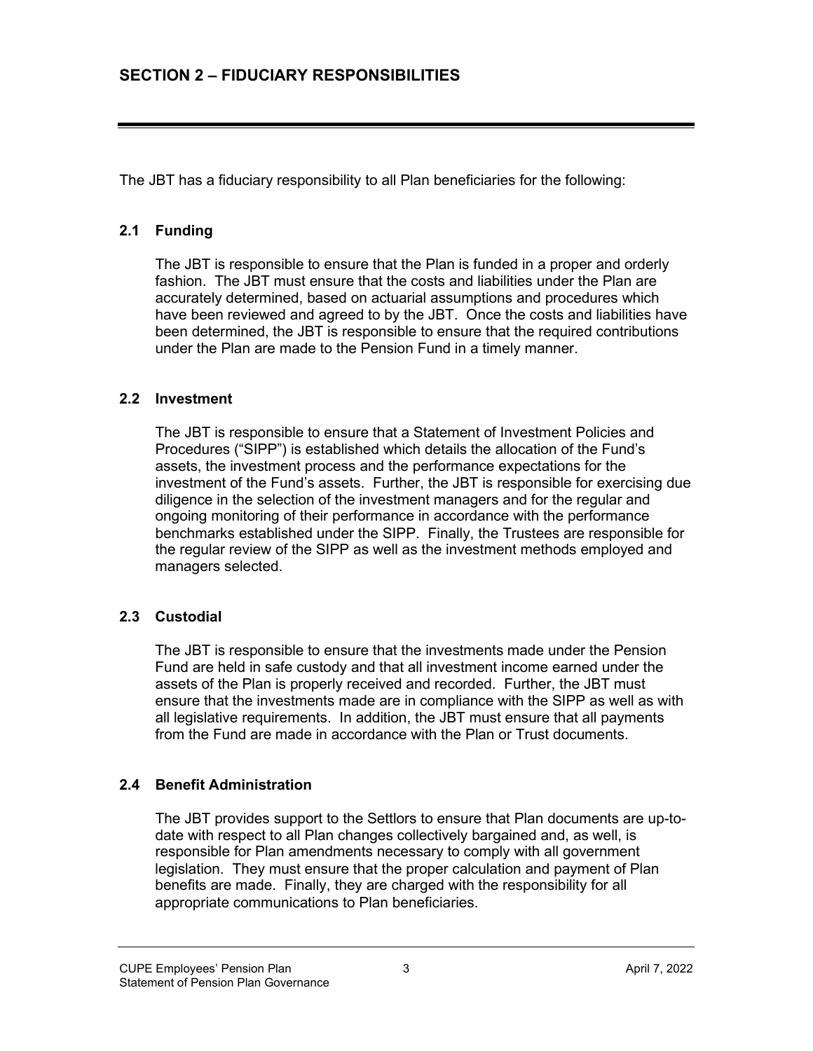## SECTION 2 – FIDUCIARY RESPONSIBILITIES

The JBT has a fiduciary responsibility to all Plan beneficiaries for the following:

### 2.1 Funding

The JBT is responsible to ensure that the Plan is funded in a proper and orderly fashion. The JBT must ensure that the costs and liabilities under the Plan are accurately determined, based on actuarial assumptions and procedures which have been reviewed and agreed to by the JBT. Once the costs and liabilities have been determined, the JBT is responsible to ensure that the required contributions under the Plan are made to the Pension Fund in a timely manner.

### 2.2 Investment

The JBT is responsible to ensure that a Statement of Investment Policies and Procedures ("SIPP") is established which details the allocation of the Fund's assets, the investment process and the performance expectations for the investment of the Fund's assets. Further, the JBT is responsible for exercising due diligence in the selection of the investment managers and for the regular and ongoing monitoring of their performance in accordance with the performance benchmarks established under the SIPP. Finally, the Trustees are responsible for the regular review of the SIPP as well as the investment methods employed and managers selected.

### 2.3 Custodial

The JBT is responsible to ensure that the investments made under the Pension Fund are held in safe custody and that all investment income earned under the assets of the Plan is properly received and recorded. Further, the JBT must ensure that the investments made are in compliance with the SIPP as well as with all legislative requirements. In addition, the JBT must ensure that all payments from the Fund are made in accordance with the Plan or Trust documents.

### 2.4 Benefit Administration

The JBT provides support to the Settlors to ensure that Plan documents are up-to-date with respect to all Plan changes collectively bargained and, as well, is responsible for Plan amendments necessary to comply with all government legislation. They must ensure that the proper calculation and payment of Plan benefits are made. Finally, they are charged with the responsibility for all appropriate communications to Plan beneficiaries.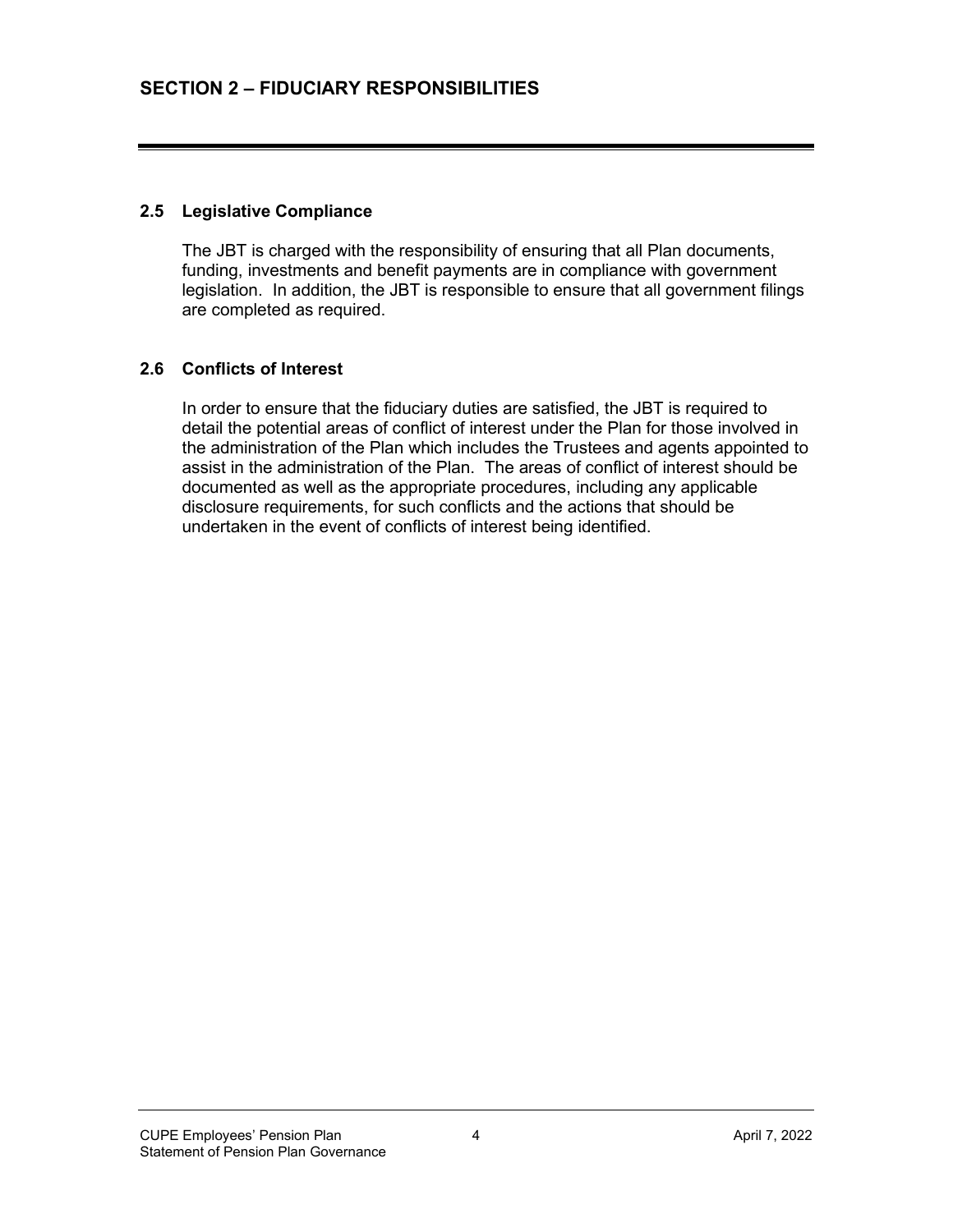## SECTION 2 – FIDUCIARY RESPONSIBILITIES

### 2.5 Legislative Compliance

The JBT is charged with the responsibility of ensuring that all Plan documents, funding, investments and benefit payments are in compliance with government legislation. In addition, the JBT is responsible to ensure that all government filings are completed as required.

### 2.6 Conflicts of Interest

In order to ensure that the fiduciary duties are satisfied, the JBT is required to detail the potential areas of conflict of interest under the Plan for those involved in the administration of the Plan which includes the Trustees and agents appointed to assist in the administration of the Plan. The areas of conflict of interest should be documented as well as the appropriate procedures, including any applicable disclosure requirements, for such conflicts and the actions that should be undertaken in the event of conflicts of interest being identified.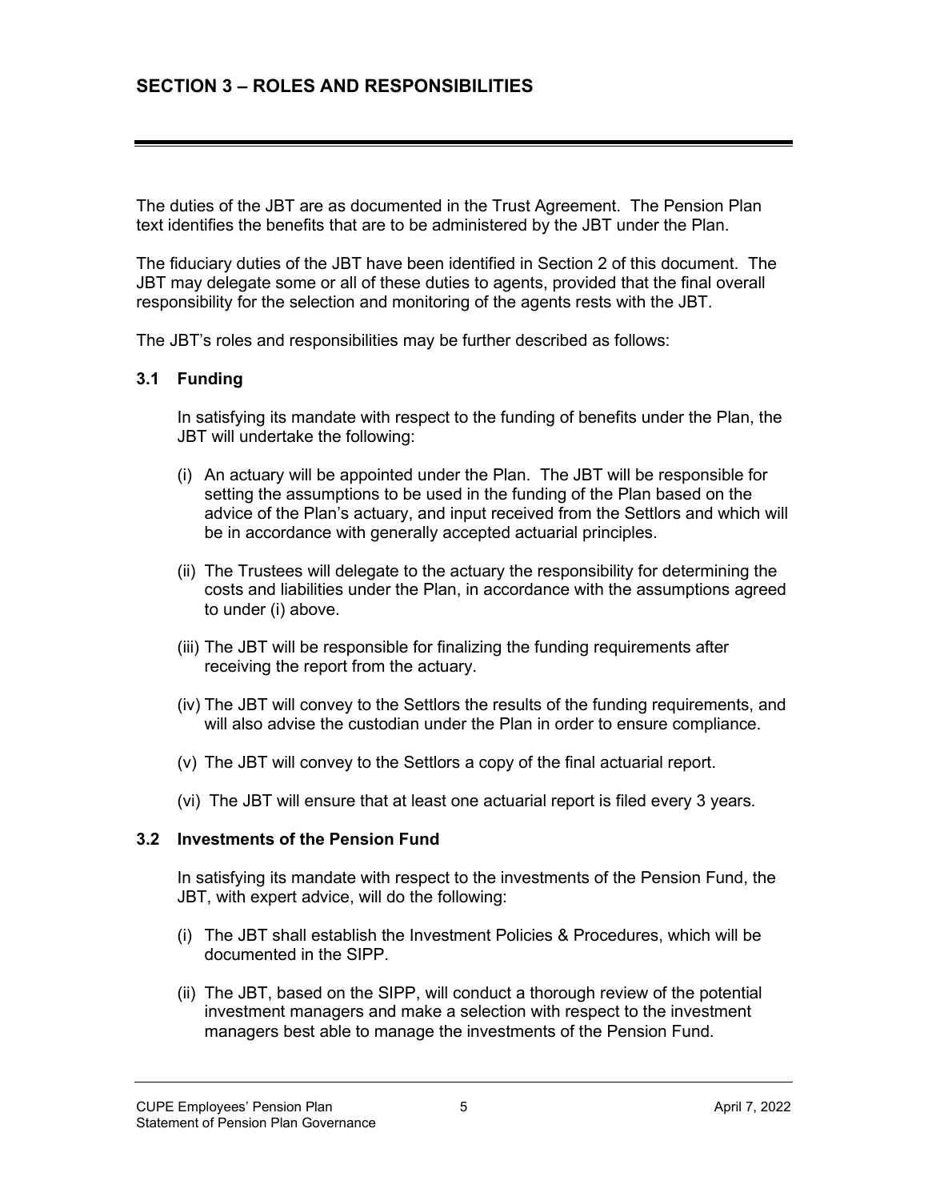## SECTION 3 – ROLES AND RESPONSIBILITIES

The duties of the JBT are as documented in the Trust Agreement. The Pension Plan text identifies the benefits that are to be administered by the JBT under the Plan.

The fiduciary duties of the JBT have been identified in Section 2 of this document. The JBT may delegate some or all of these duties to agents, provided that the final overall responsibility for the selection and monitoring of the agents rests with the JBT.

The JBT's roles and responsibilities may be further described as follows:

### 3.1 Funding

In satisfying its mandate with respect to the funding of benefits under the Plan, the JBT will undertake the following:

(i) An actuary will be appointed under the Plan. The JBT will be responsible for setting the assumptions to be used in the funding of the Plan based on the advice of the Plan's actuary, and input received from the Settlors and which will be in accordance with generally accepted actuarial principles.

(ii) The Trustees will delegate to the actuary the responsibility for determining the costs and liabilities under the Plan, in accordance with the assumptions agreed to under (i) above.

(iii) The JBT will be responsible for finalizing the funding requirements after receiving the report from the actuary.

(iv) The JBT will convey to the Settlors the results of the funding requirements, and will also advise the custodian under the Plan in order to ensure compliance.

(v) The JBT will convey to the Settlors a copy of the final actuarial report.

(vi) The JBT will ensure that at least one actuarial report is filed every 3 years.

### 3.2 Investments of the Pension Fund

In satisfying its mandate with respect to the investments of the Pension Fund, the JBT, with expert advice, will do the following:

(i) The JBT shall establish the Investment Policies & Procedures, which will be documented in the SIPP.

(ii) The JBT, based on the SIPP, will conduct a thorough review of the potential investment managers and make a selection with respect to the investment managers best able to manage the investments of the Pension Fund.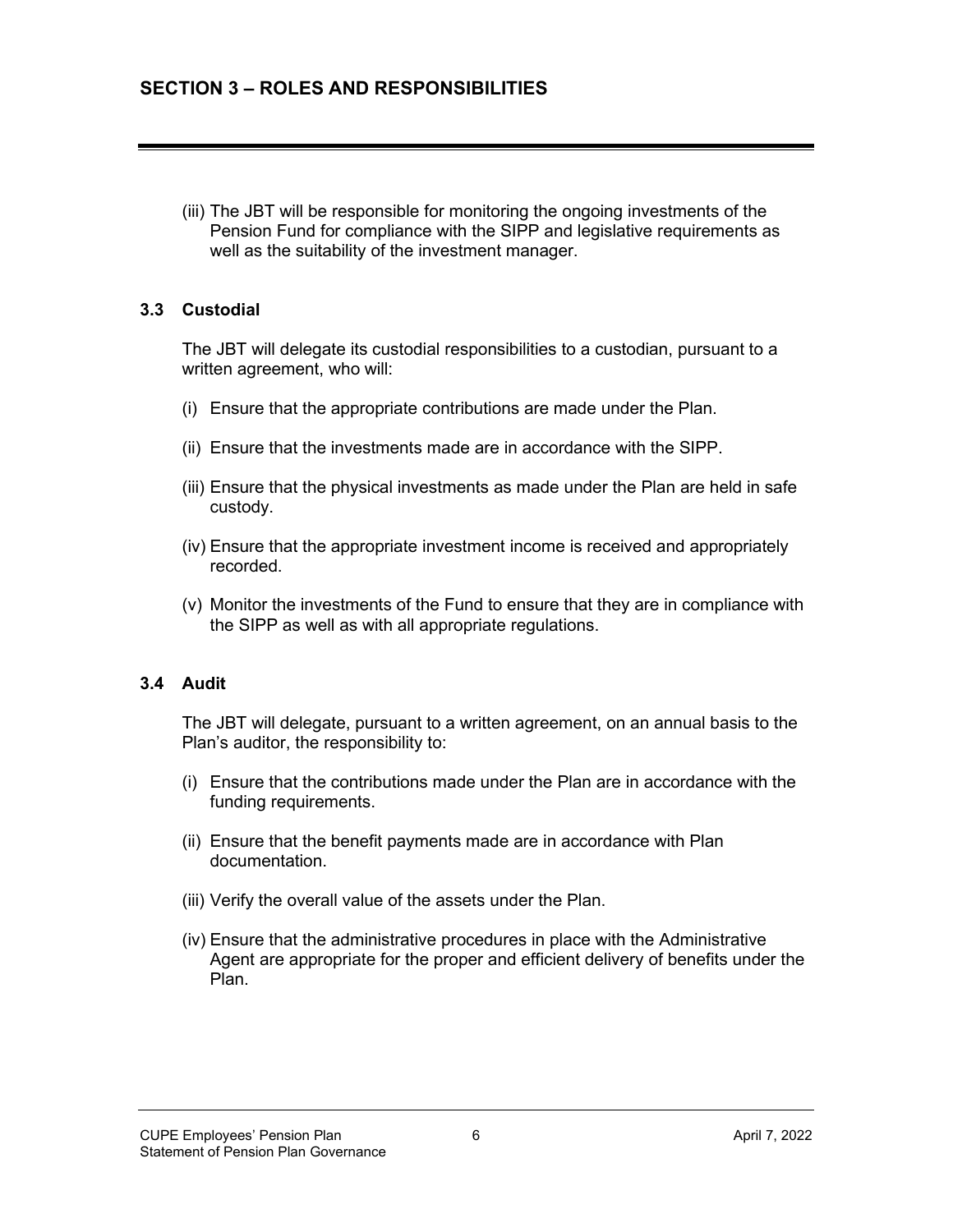## SECTION 3 – ROLES AND RESPONSIBILITIES

(iii) The JBT will be responsible for monitoring the ongoing investments of the Pension Fund for compliance with the SIPP and legislative requirements as well as the suitability of the investment manager.

### 3.3 Custodial

The JBT will delegate its custodial responsibilities to a custodian, pursuant to a written agreement, who will:

(i) Ensure that the appropriate contributions are made under the Plan.

(ii) Ensure that the investments made are in accordance with the SIPP.

(iii) Ensure that the physical investments as made under the Plan are held in safe custody.

(iv) Ensure that the appropriate investment income is received and appropriately recorded.

(v) Monitor the investments of the Fund to ensure that they are in compliance with the SIPP as well as with all appropriate regulations.

### 3.4 Audit

The JBT will delegate, pursuant to a written agreement, on an annual basis to the Plan's auditor, the responsibility to:

(i) Ensure that the contributions made under the Plan are in accordance with the funding requirements.

(ii) Ensure that the benefit payments made are in accordance with Plan documentation.

(iii) Verify the overall value of the assets under the Plan.

(iv) Ensure that the administrative procedures in place with the Administrative Agent are appropriate for the proper and efficient delivery of benefits under the Plan.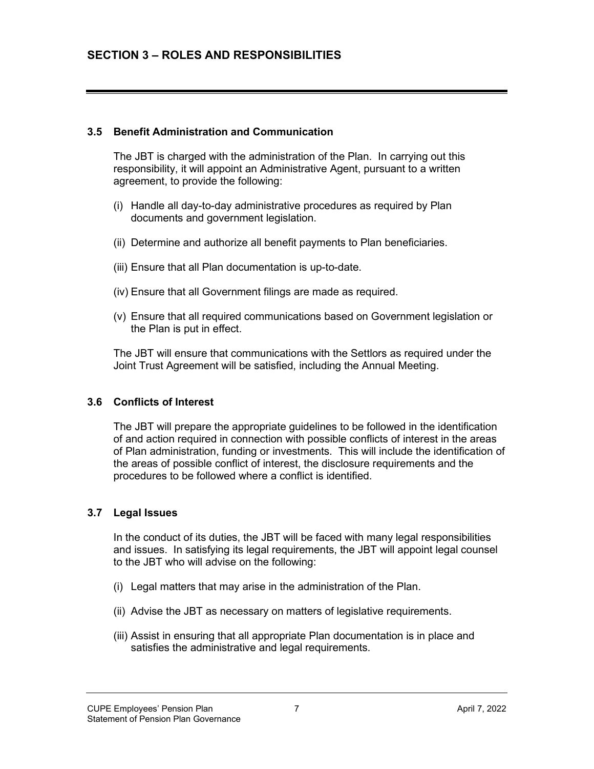## SECTION 3 – ROLES AND RESPONSIBILITIES

### 3.5 Benefit Administration and Communication

The JBT is charged with the administration of the Plan. In carrying out this responsibility, it will appoint an Administrative Agent, pursuant to a written agreement, to provide the following:

(i) Handle all day-to-day administrative procedures as required by Plan documents and government legislation.

(ii) Determine and authorize all benefit payments to Plan beneficiaries.

(iii) Ensure that all Plan documentation is up-to-date.

(iv) Ensure that all Government filings are made as required.

(v) Ensure that all required communications based on Government legislation or the Plan is put in effect.

The JBT will ensure that communications with the Settlors as required under the Joint Trust Agreement will be satisfied, including the Annual Meeting.

### 3.6 Conflicts of Interest

The JBT will prepare the appropriate guidelines to be followed in the identification of and action required in connection with possible conflicts of interest in the areas of Plan administration, funding or investments. This will include the identification of the areas of possible conflict of interest, the disclosure requirements and the procedures to be followed where a conflict is identified.

### 3.7 Legal Issues

In the conduct of its duties, the JBT will be faced with many legal responsibilities and issues. In satisfying its legal requirements, the JBT will appoint legal counsel to the JBT who will advise on the following:

(i) Legal matters that may arise in the administration of the Plan.

(ii) Advise the JBT as necessary on matters of legislative requirements.

(iii) Assist in ensuring that all appropriate Plan documentation is in place and satisfies the administrative and legal requirements.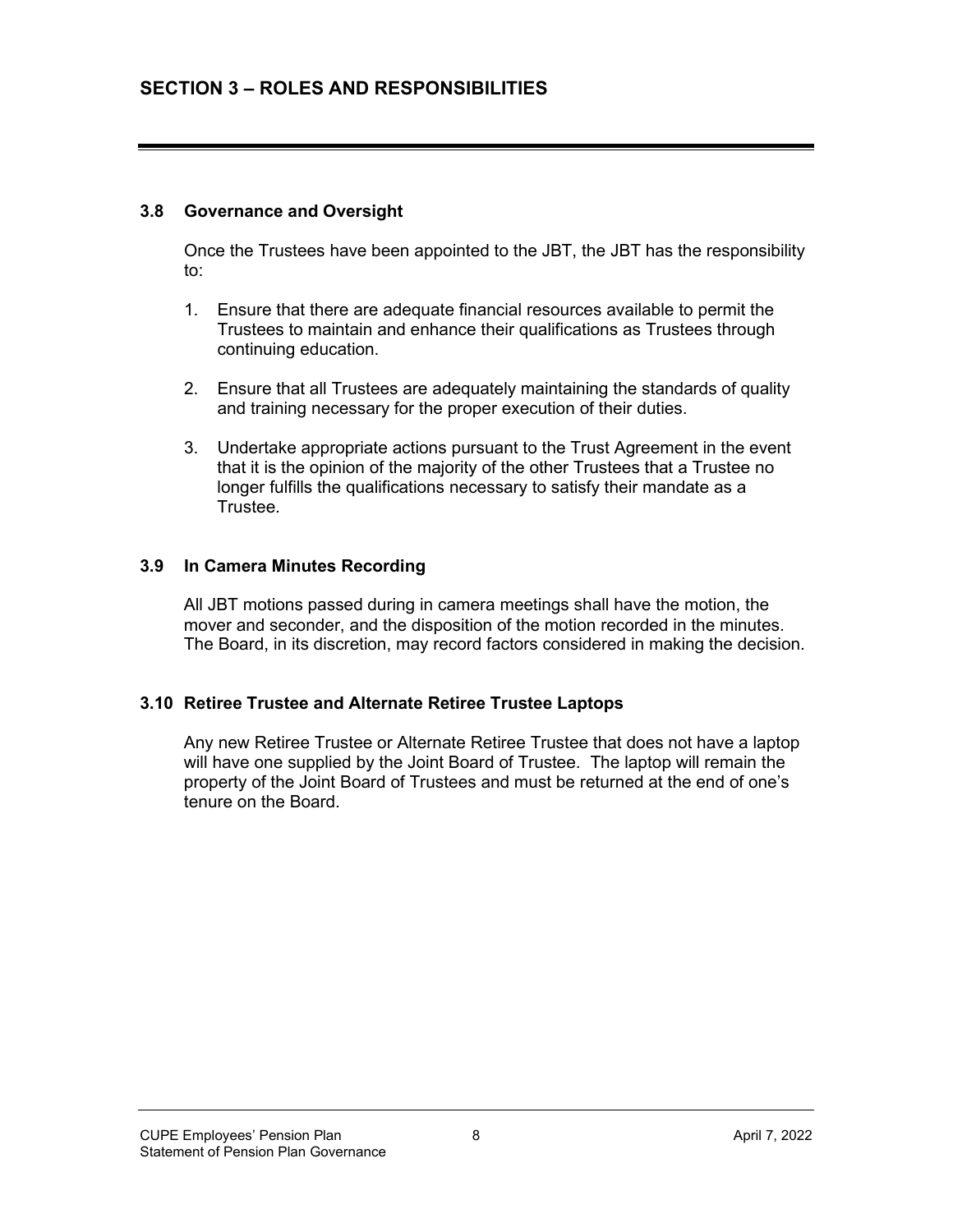## SECTION 3 – ROLES AND RESPONSIBILITIES

### 3.8 Governance and Oversight

Once the Trustees have been appointed to the JBT, the JBT has the responsibility to:

1. Ensure that there are adequate financial resources available to permit the Trustees to maintain and enhance their qualifications as Trustees through continuing education.

2. Ensure that all Trustees are adequately maintaining the standards of quality and training necessary for the proper execution of their duties.

3. Undertake appropriate actions pursuant to the Trust Agreement in the event that it is the opinion of the majority of the other Trustees that a Trustee no longer fulfills the qualifications necessary to satisfy their mandate as a Trustee.

### 3.9 In Camera Minutes Recording

All JBT motions passed during in camera meetings shall have the motion, the mover and seconder, and the disposition of the motion recorded in the minutes. The Board, in its discretion, may record factors considered in making the decision.

### 3.10 Retiree Trustee and Alternate Retiree Trustee Laptops

Any new Retiree Trustee or Alternate Retiree Trustee that does not have a laptop will have one supplied by the Joint Board of Trustee. The laptop will remain the property of the Joint Board of Trustees and must be returned at the end of one's tenure on the Board.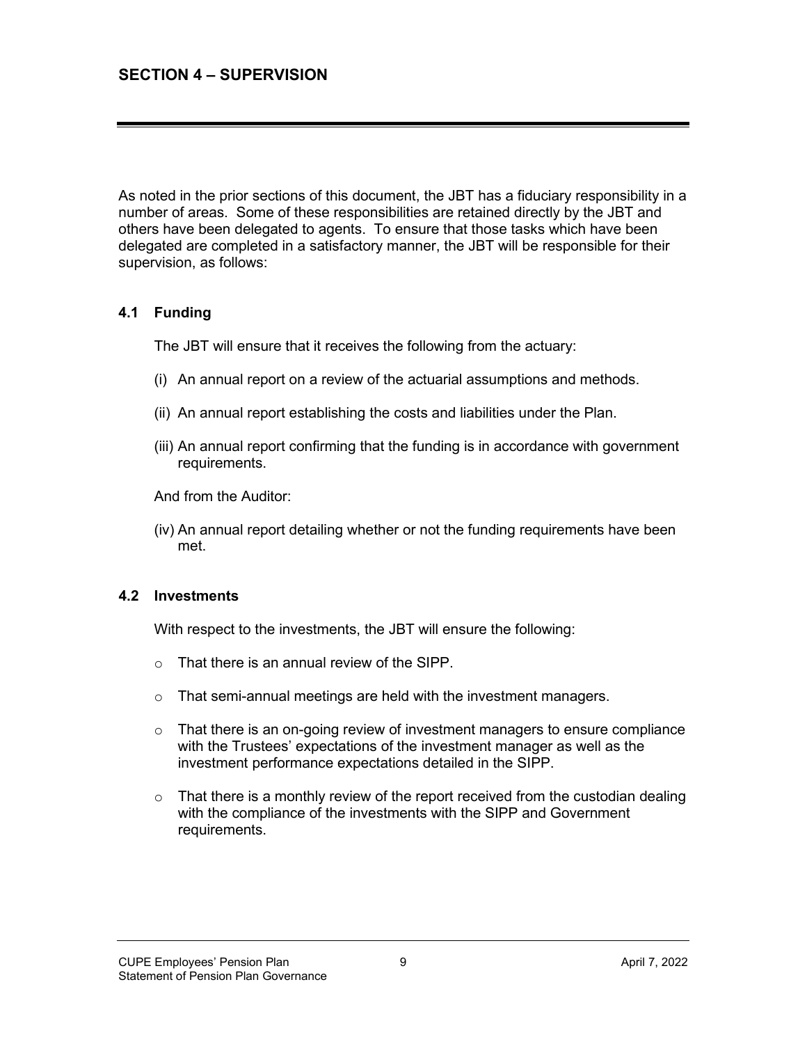## SECTION 4 – SUPERVISION

As noted in the prior sections of this document, the JBT has a fiduciary responsibility in a number of areas. Some of these responsibilities are retained directly by the JBT and others have been delegated to agents. To ensure that those tasks which have been delegated are completed in a satisfactory manner, the JBT will be responsible for their supervision, as follows:

### 4.1 Funding

The JBT will ensure that it receives the following from the actuary:

(i) An annual report on a review of the actuarial assumptions and methods.

(ii) An annual report establishing the costs and liabilities under the Plan.

(iii) An annual report confirming that the funding is in accordance with government requirements.

And from the Auditor:

(iv) An annual report detailing whether or not the funding requirements have been met.

### 4.2 Investments

With respect to the investments, the JBT will ensure the following:

- That there is an annual review of the SIPP.
- That semi-annual meetings are held with the investment managers.
- That there is an on-going review of investment managers to ensure compliance with the Trustees' expectations of the investment manager as well as the investment performance expectations detailed in the SIPP.
- That there is a monthly review of the report received from the custodian dealing with the compliance of the investments with the SIPP and Government requirements.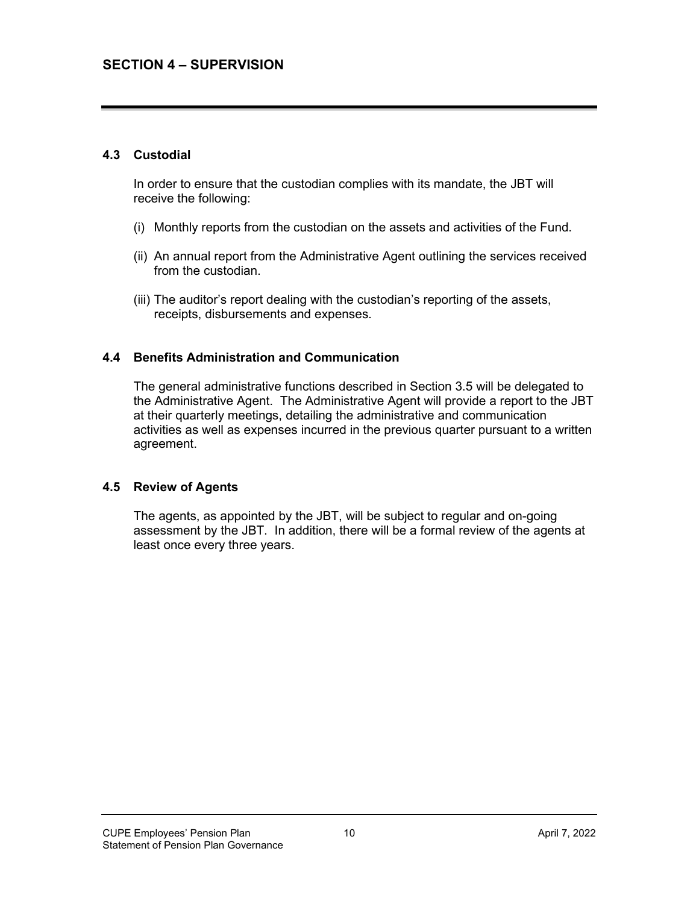## SECTION 4 – SUPERVISION

### 4.3 Custodial

In order to ensure that the custodian complies with its mandate, the JBT will receive the following:

(i) Monthly reports from the custodian on the assets and activities of the Fund.

(ii) An annual report from the Administrative Agent outlining the services received from the custodian.

(iii) The auditor's report dealing with the custodian's reporting of the assets, receipts, disbursements and expenses.

### 4.4 Benefits Administration and Communication

The general administrative functions described in Section 3.5 will be delegated to the Administrative Agent. The Administrative Agent will provide a report to the JBT at their quarterly meetings, detailing the administrative and communication activities as well as expenses incurred in the previous quarter pursuant to a written agreement.

### 4.5 Review of Agents

The agents, as appointed by the JBT, will be subject to regular and on-going assessment by the JBT. In addition, there will be a formal review of the agents at least once every three years.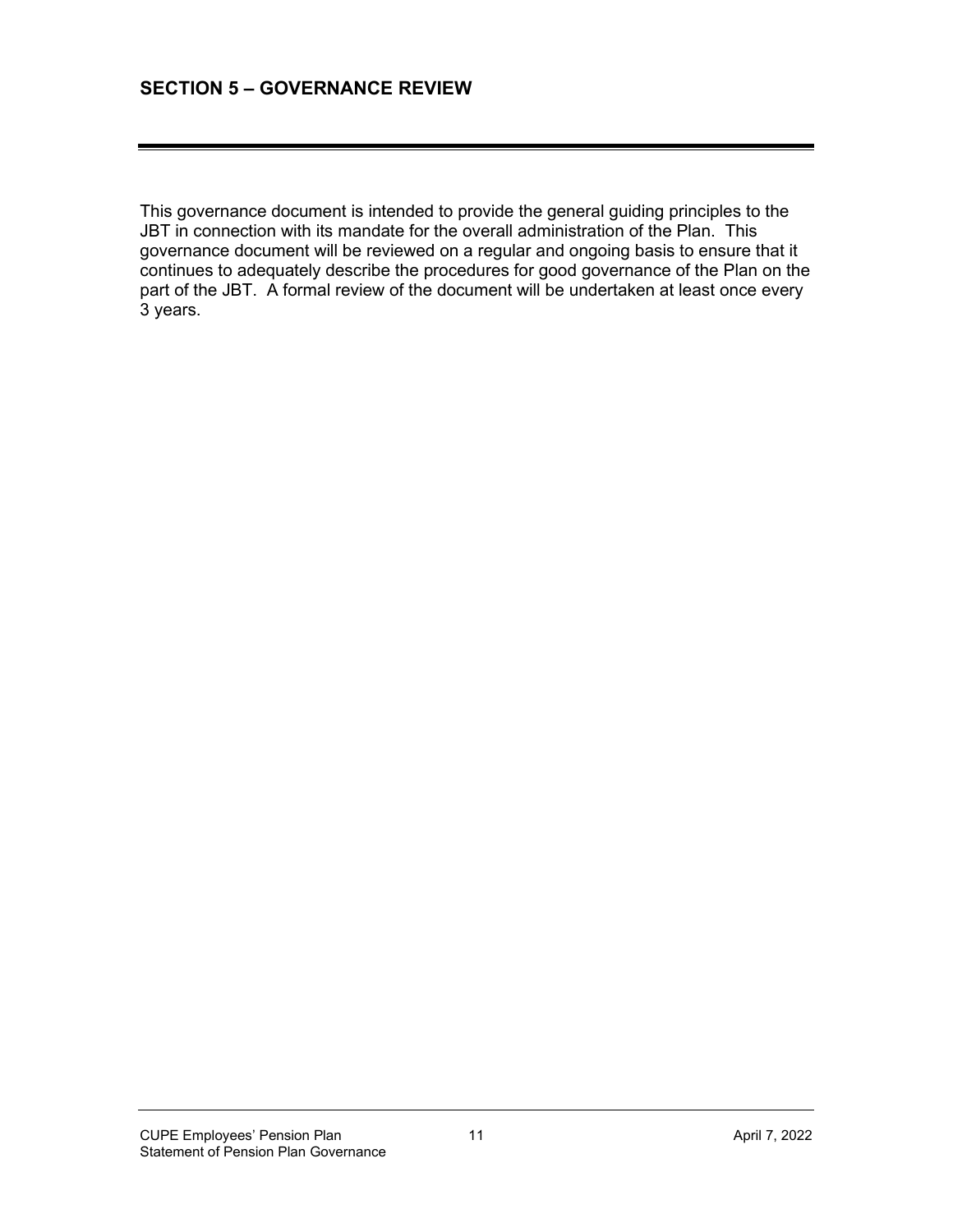## SECTION 5 – GOVERNANCE REVIEW

This governance document is intended to provide the general guiding principles to the JBT in connection with its mandate for the overall administration of the Plan. This governance document will be reviewed on a regular and ongoing basis to ensure that it continues to adequately describe the procedures for good governance of the Plan on the part of the JBT. A formal review of the document will be undertaken at least once every 3 years.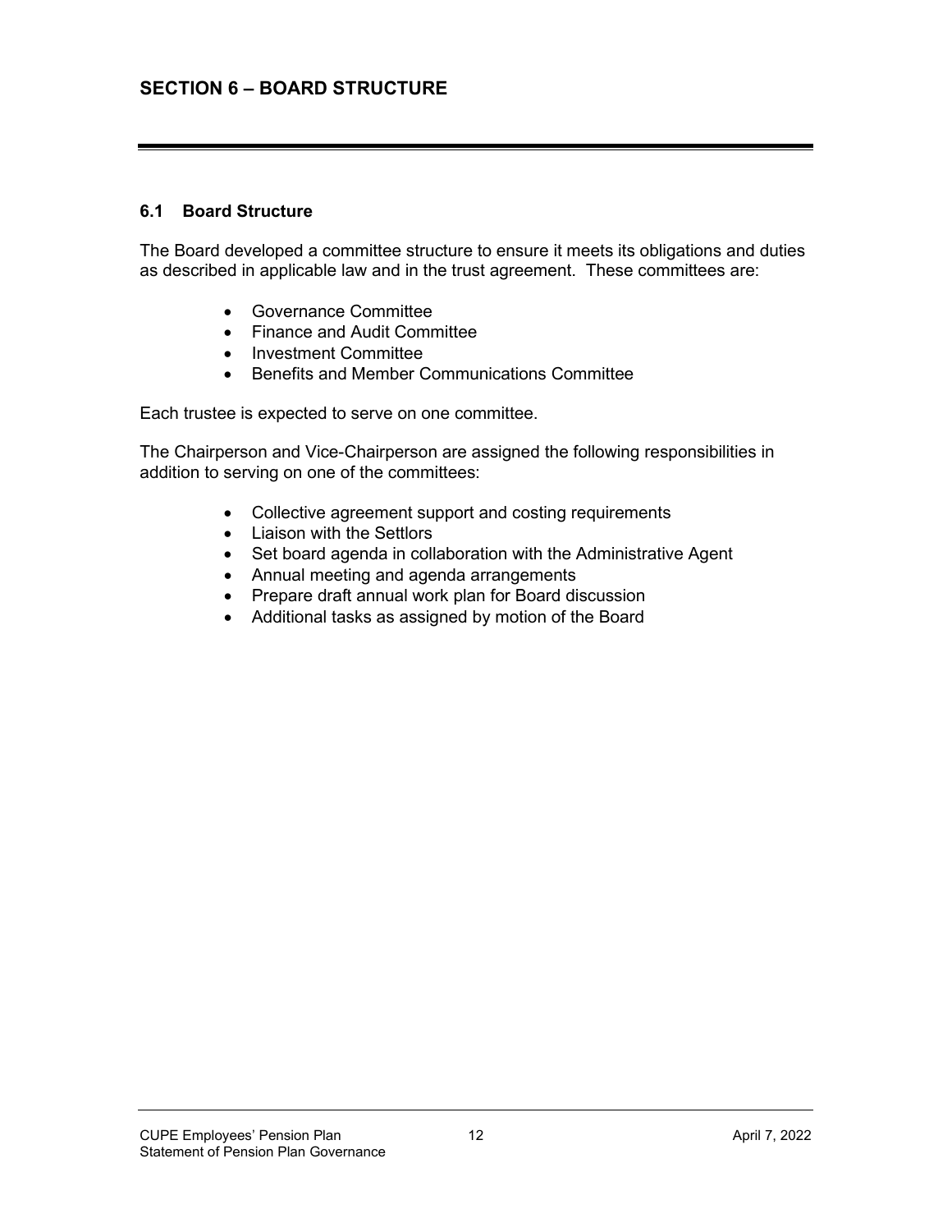# SECTION 6 – BOARD STRUCTURE

## 6.1 Board Structure

The Board developed a committee structure to ensure it meets its obligations and duties as described in applicable law and in the trust agreement. These committees are:

- Governance Committee
- Finance and Audit Committee
- Investment Committee
- Benefits and Member Communications Committee

Each trustee is expected to serve on one committee.

The Chairperson and Vice-Chairperson are assigned the following responsibilities in addition to serving on one of the committees:

- Collective agreement support and costing requirements
- Liaison with the Settlors
- Set board agenda in collaboration with the Administrative Agent
- Annual meeting and agenda arrangements
- Prepare draft annual work plan for Board discussion
- Additional tasks as assigned by motion of the Board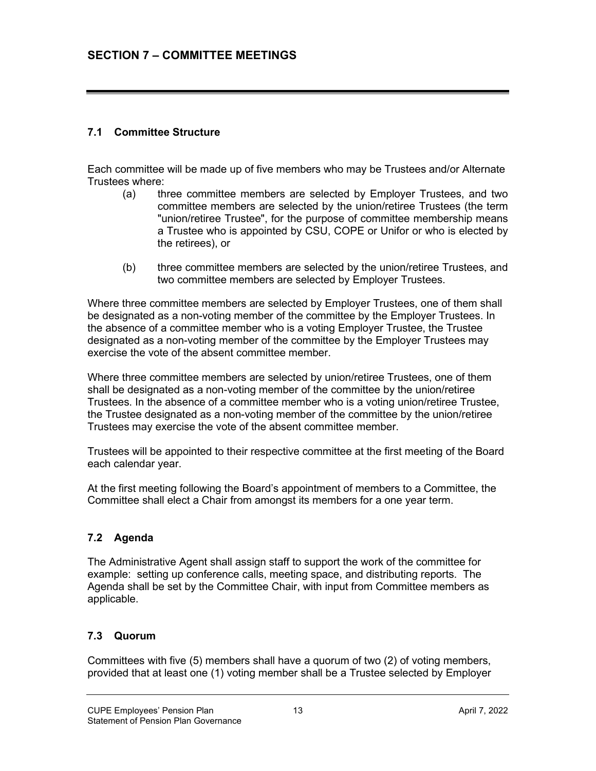## SECTION 7 – COMMITTEE MEETINGS

### 7.1 Committee Structure

Each committee will be made up of five members who may be Trustees and/or Alternate Trustees where:

(a) three committee members are selected by Employer Trustees, and two committee members are selected by the union/retiree Trustees (the term "union/retiree Trustee", for the purpose of committee membership means a Trustee who is appointed by CSU, COPE or Unifor or who is elected by the retirees), or

(b) three committee members are selected by the union/retiree Trustees, and two committee members are selected by Employer Trustees.

Where three committee members are selected by Employer Trustees, one of them shall be designated as a non-voting member of the committee by the Employer Trustees. In the absence of a committee member who is a voting Employer Trustee, the Trustee designated as a non-voting member of the committee by the Employer Trustees may exercise the vote of the absent committee member.

Where three committee members are selected by union/retiree Trustees, one of them shall be designated as a non-voting member of the committee by the union/retiree Trustees. In the absence of a committee member who is a voting union/retiree Trustee, the Trustee designated as a non-voting member of the committee by the union/retiree Trustees may exercise the vote of the absent committee member.

Trustees will be appointed to their respective committee at the first meeting of the Board each calendar year.

At the first meeting following the Board's appointment of members to a Committee, the Committee shall elect a Chair from amongst its members for a one year term.

### 7.2 Agenda

The Administrative Agent shall assign staff to support the work of the committee for example: setting up conference calls, meeting space, and distributing reports. The Agenda shall be set by the Committee Chair, with input from Committee members as applicable.

### 7.3 Quorum

Committees with five (5) members shall have a quorum of two (2) of voting members, provided that at least one (1) voting member shall be a Trustee selected by Employer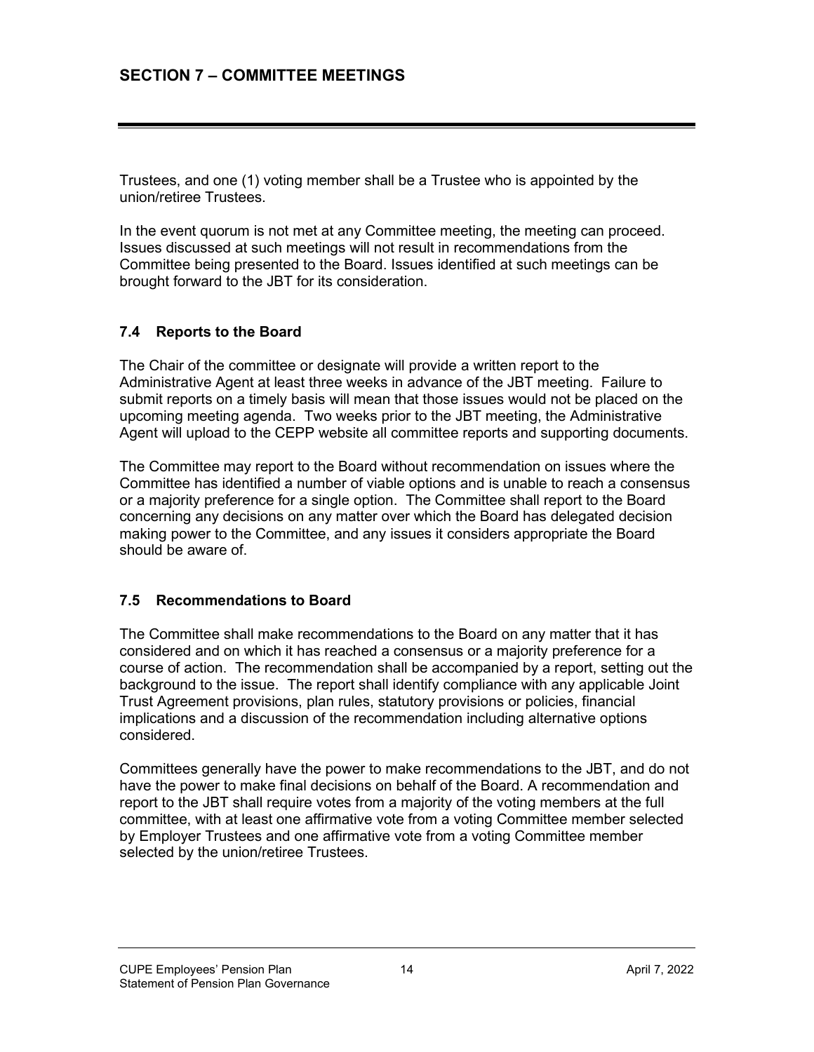## SECTION 7 – COMMITTEE MEETINGS

Trustees, and one (1) voting member shall be a Trustee who is appointed by the union/retiree Trustees.

In the event quorum is not met at any Committee meeting, the meeting can proceed. Issues discussed at such meetings will not result in recommendations from the Committee being presented to the Board. Issues identified at such meetings can be brought forward to the JBT for its consideration.

### 7.4 Reports to the Board

The Chair of the committee or designate will provide a written report to the Administrative Agent at least three weeks in advance of the JBT meeting. Failure to submit reports on a timely basis will mean that those issues would not be placed on the upcoming meeting agenda. Two weeks prior to the JBT meeting, the Administrative Agent will upload to the CEPP website all committee reports and supporting documents.

The Committee may report to the Board without recommendation on issues where the Committee has identified a number of viable options and is unable to reach a consensus or a majority preference for a single option. The Committee shall report to the Board concerning any decisions on any matter over which the Board has delegated decision making power to the Committee, and any issues it considers appropriate the Board should be aware of.

### 7.5 Recommendations to Board

The Committee shall make recommendations to the Board on any matter that it has considered and on which it has reached a consensus or a majority preference for a course of action. The recommendation shall be accompanied by a report, setting out the background to the issue. The report shall identify compliance with any applicable Joint Trust Agreement provisions, plan rules, statutory provisions or policies, financial implications and a discussion of the recommendation including alternative options considered.

Committees generally have the power to make recommendations to the JBT, and do not have the power to make final decisions on behalf of the Board. A recommendation and report to the JBT shall require votes from a majority of the voting members at the full committee, with at least one affirmative vote from a voting Committee member selected by Employer Trustees and one affirmative vote from a voting Committee member selected by the union/retiree Trustees.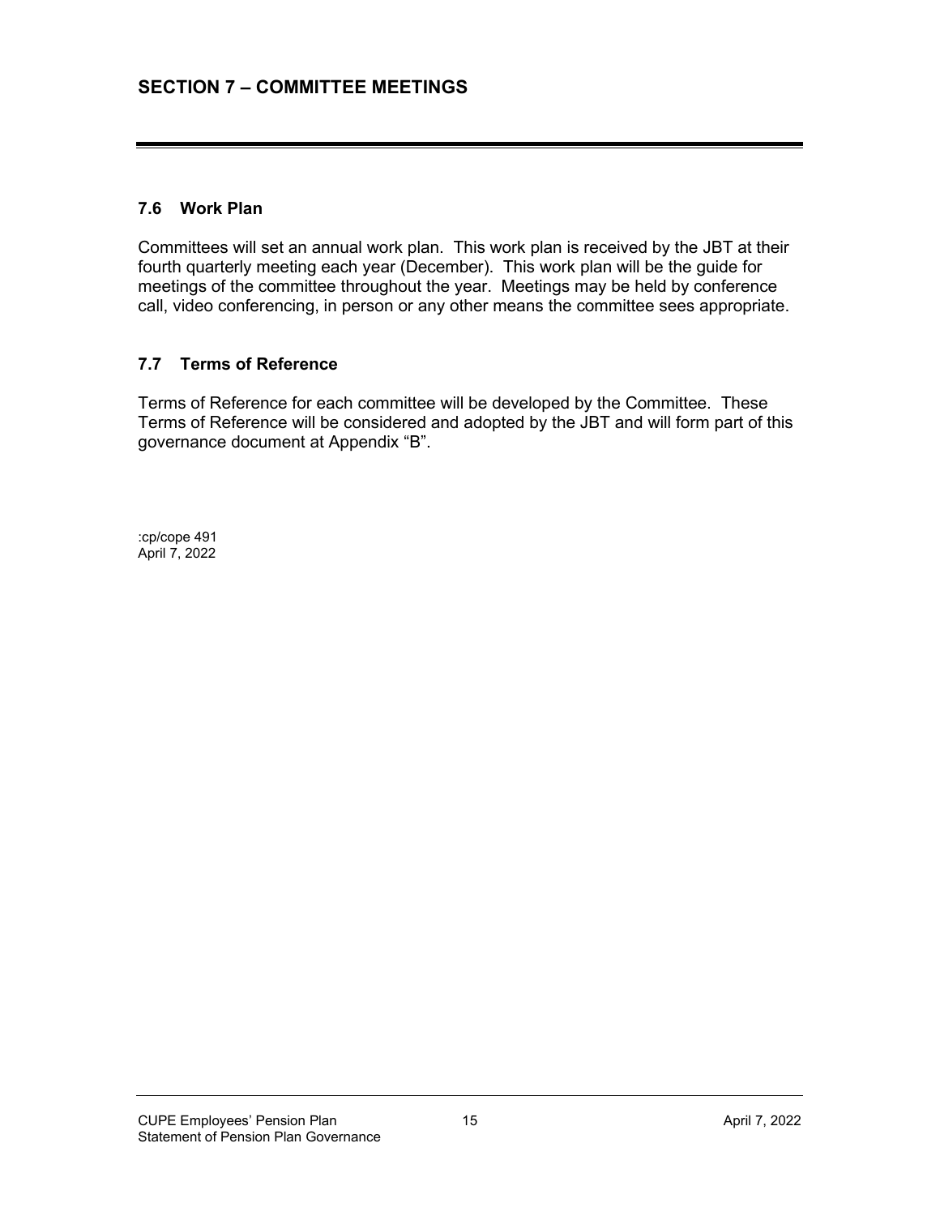## SECTION 7 – COMMITTEE MEETINGS

### 7.6 Work Plan

Committees will set an annual work plan. This work plan is received by the JBT at their fourth quarterly meeting each year (December). This work plan will be the guide for meetings of the committee throughout the year. Meetings may be held by conference call, video conferencing, in person or any other means the committee sees appropriate.

### 7.7 Terms of Reference

Terms of Reference for each committee will be developed by the Committee. These Terms of Reference will be considered and adopted by the JBT and will form part of this governance document at Appendix "B".

:cp/cope 491
April 7, 2022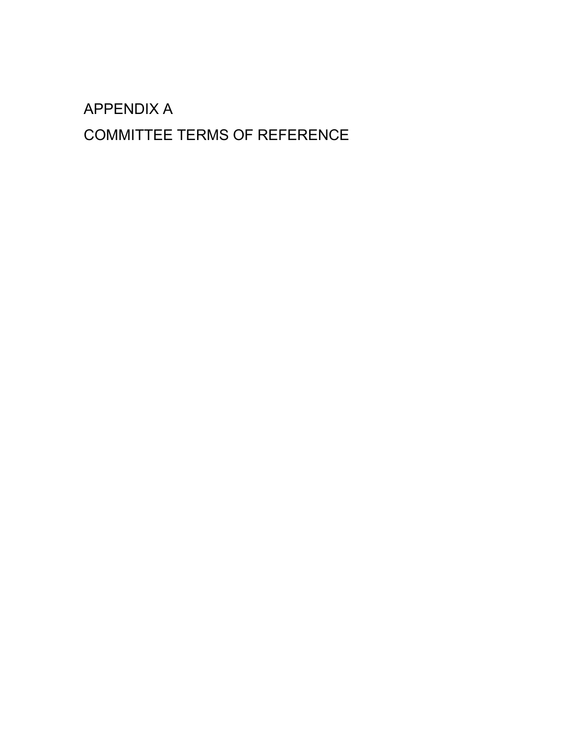# APPENDIX A

# COMMITTEE TERMS OF REFERENCE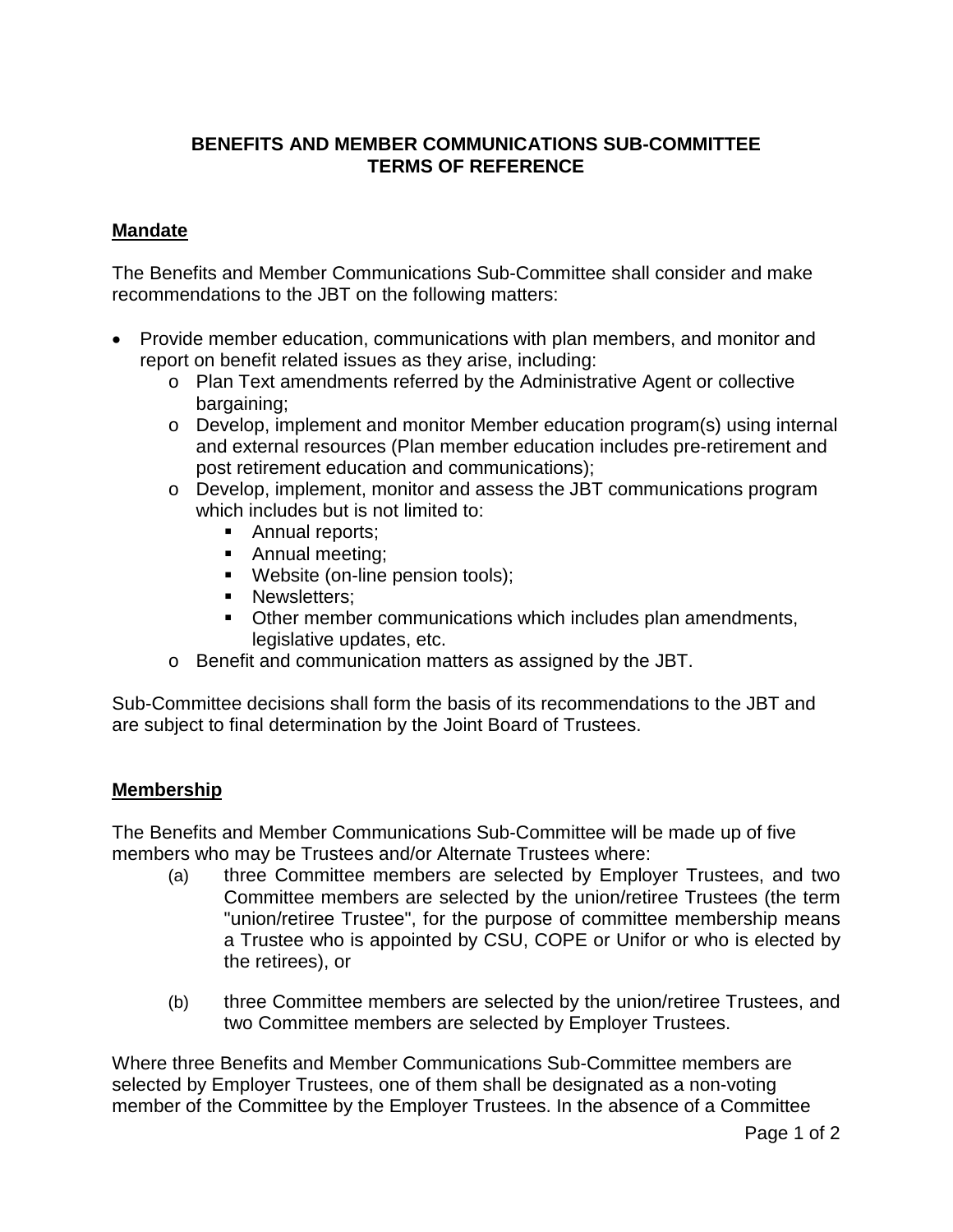# BENEFITS AND MEMBER COMMUNICATIONS SUB-COMMITTEE TERMS OF REFERENCE

## Mandate

The Benefits and Member Communications Sub-Committee shall consider and make recommendations to the JBT on the following matters:

- Provide member education, communications with plan members, and monitor and report on benefit related issues as they arise, including:
  - Plan Text amendments referred by the Administrative Agent or collective bargaining;
  - Develop, implement and monitor Member education program(s) using internal and external resources (Plan member education includes pre-retirement and post retirement education and communications);
  - Develop, implement, monitor and assess the JBT communications program which includes but is not limited to:
    - Annual reports;
    - Annual meeting;
    - Website (on-line pension tools);
    - Newsletters;
    - Other member communications which includes plan amendments, legislative updates, etc.
  - Benefit and communication matters as assigned by the JBT.

Sub-Committee decisions shall form the basis of its recommendations to the JBT and are subject to final determination by the Joint Board of Trustees.

## Membership

The Benefits and Member Communications Sub-Committee will be made up of five members who may be Trustees and/or Alternate Trustees where:

(a) three Committee members are selected by Employer Trustees, and two Committee members are selected by the union/retiree Trustees (the term "union/retiree Trustee", for the purpose of committee membership means a Trustee who is appointed by CSU, COPE or Unifor or who is elected by the retirees), or

(b) three Committee members are selected by the union/retiree Trustees, and two Committee members are selected by Employer Trustees.

Where three Benefits and Member Communications Sub-Committee members are selected by Employer Trustees, one of them shall be designated as a non-voting member of the Committee by the Employer Trustees. In the absence of a Committee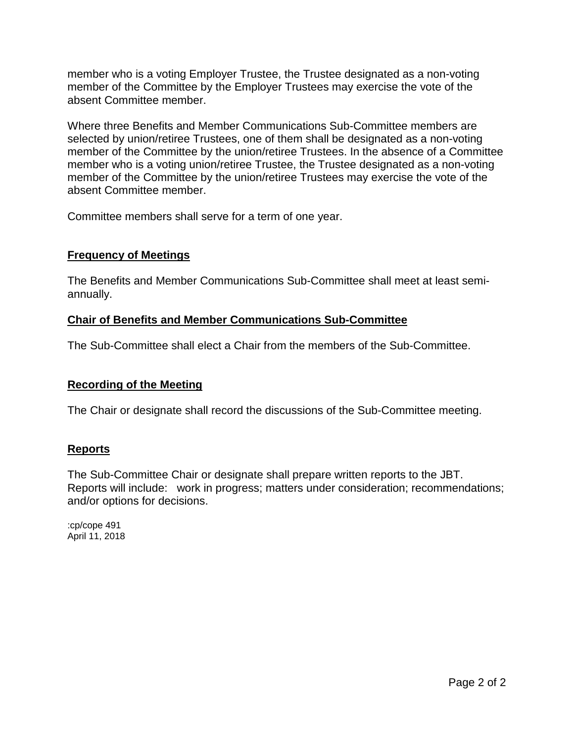member who is a voting Employer Trustee, the Trustee designated as a non-voting member of the Committee by the Employer Trustees may exercise the vote of the absent Committee member.

Where three Benefits and Member Communications Sub-Committee members are selected by union/retiree Trustees, one of them shall be designated as a non-voting member of the Committee by the union/retiree Trustees. In the absence of a Committee member who is a voting union/retiree Trustee, the Trustee designated as a non-voting member of the Committee by the union/retiree Trustees may exercise the vote of the absent Committee member.

Committee members shall serve for a term of one year.

## Frequency of Meetings

The Benefits and Member Communications Sub-Committee shall meet at least semi-annually.

## Chair of Benefits and Member Communications Sub-Committee

The Sub-Committee shall elect a Chair from the members of the Sub-Committee.

## Recording of the Meeting

The Chair or designate shall record the discussions of the Sub-Committee meeting.

## Reports

The Sub-Committee Chair or designate shall prepare written reports to the JBT. Reports will include: work in progress; matters under consideration; recommendations; and/or options for decisions.

:cp/cope 491
April 11, 2018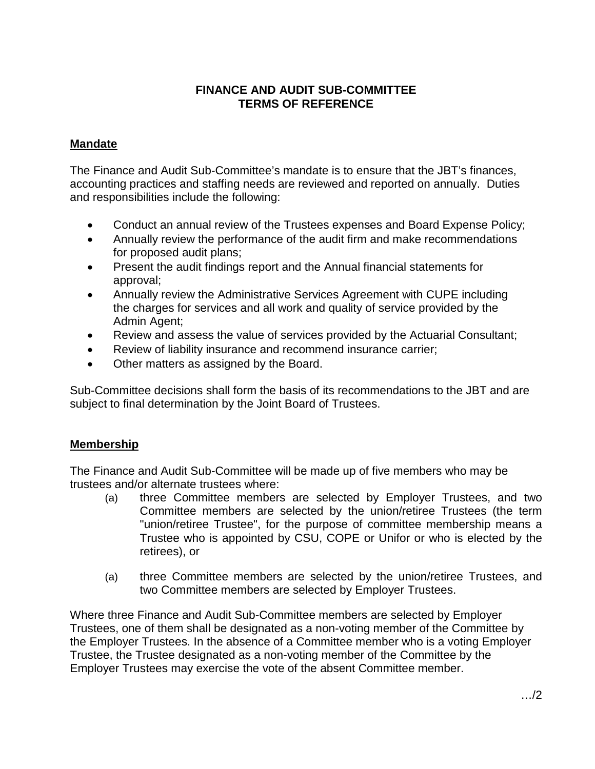# FINANCE AND AUDIT SUB-COMMITTEE
# TERMS OF REFERENCE

## Mandate

The Finance and Audit Sub-Committee's mandate is to ensure that the JBT's finances, accounting practices and staffing needs are reviewed and reported on annually. Duties and responsibilities include the following:

- Conduct an annual review of the Trustees expenses and Board Expense Policy;
- Annually review the performance of the audit firm and make recommendations for proposed audit plans;
- Present the audit findings report and the Annual financial statements for approval;
- Annually review the Administrative Services Agreement with CUPE including the charges for services and all work and quality of service provided by the Admin Agent;
- Review and assess the value of services provided by the Actuarial Consultant;
- Review of liability insurance and recommend insurance carrier;
- Other matters as assigned by the Board.

Sub-Committee decisions shall form the basis of its recommendations to the JBT and are subject to final determination by the Joint Board of Trustees.

## Membership

The Finance and Audit Sub-Committee will be made up of five members who may be trustees and/or alternate trustees where:

(a) three Committee members are selected by Employer Trustees, and two Committee members are selected by the union/retiree Trustees (the term "union/retiree Trustee", for the purpose of committee membership means a Trustee who is appointed by CSU, COPE or Unifor or who is elected by the retirees), or

(a) three Committee members are selected by the union/retiree Trustees, and two Committee members are selected by Employer Trustees.

Where three Finance and Audit Sub-Committee members are selected by Employer Trustees, one of them shall be designated as a non-voting member of the Committee by the Employer Trustees. In the absence of a Committee member who is a voting Employer Trustee, the Trustee designated as a non-voting member of the Committee by the Employer Trustees may exercise the vote of the absent Committee member.

…/2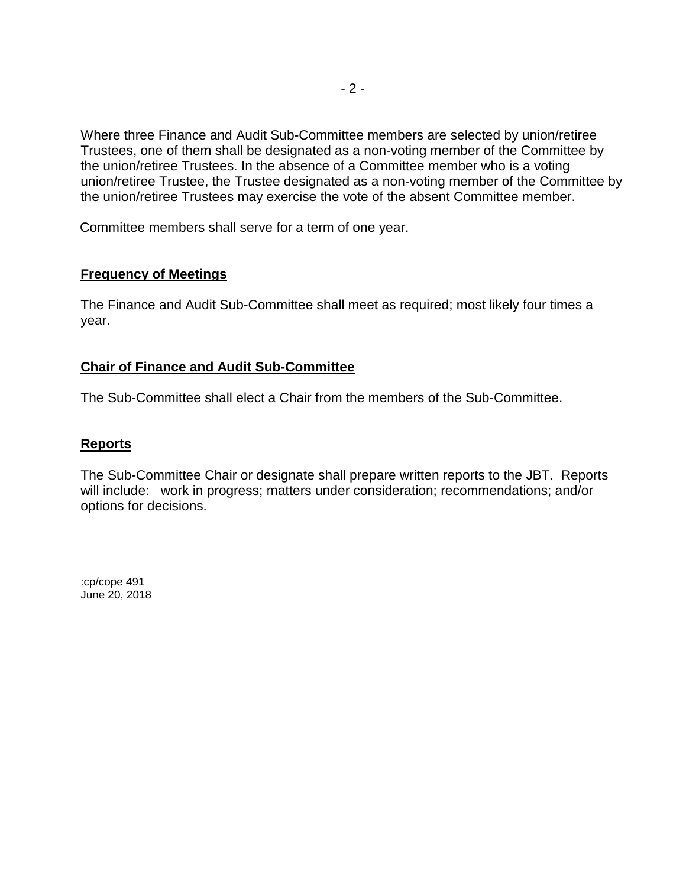Where three Finance and Audit Sub-Committee members are selected by union/retiree Trustees, one of them shall be designated as a non-voting member of the Committee by the union/retiree Trustees. In the absence of a Committee member who is a voting union/retiree Trustee, the Trustee designated as a non-voting member of the Committee by the union/retiree Trustees may exercise the vote of the absent Committee member.

Committee members shall serve for a term of one year.

**Frequency of Meetings**

The Finance and Audit Sub-Committee shall meet as required; most likely four times a year.

**Chair of Finance and Audit Sub-Committee**

The Sub-Committee shall elect a Chair from the members of the Sub-Committee.

**Reports**

The Sub-Committee Chair or designate shall prepare written reports to the JBT. Reports will include: work in progress; matters under consideration; recommendations; and/or options for decisions.

:cp/cope 491
June 20, 2018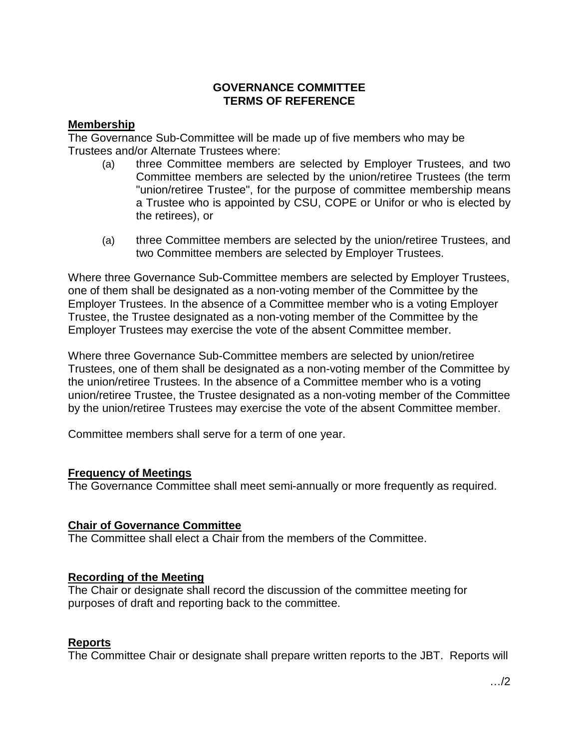# GOVERNANCE COMMITTEE
# TERMS OF REFERENCE

**Membership**

The Governance Sub-Committee will be made up of five members who may be Trustees and/or Alternate Trustees where:

(a) three Committee members are selected by Employer Trustees, and two Committee members are selected by the union/retiree Trustees (the term "union/retiree Trustee", for the purpose of committee membership means a Trustee who is appointed by CSU, COPE or Unifor or who is elected by the retirees), or

(a) three Committee members are selected by the union/retiree Trustees, and two Committee members are selected by Employer Trustees.

Where three Governance Sub-Committee members are selected by Employer Trustees, one of them shall be designated as a non-voting member of the Committee by the Employer Trustees. In the absence of a Committee member who is a voting Employer Trustee, the Trustee designated as a non-voting member of the Committee by the Employer Trustees may exercise the vote of the absent Committee member.

Where three Governance Sub-Committee members are selected by union/retiree Trustees, one of them shall be designated as a non-voting member of the Committee by the union/retiree Trustees. In the absence of a Committee member who is a voting union/retiree Trustee, the Trustee designated as a non-voting member of the Committee by the union/retiree Trustees may exercise the vote of the absent Committee member.

Committee members shall serve for a term of one year.

**Frequency of Meetings**

The Governance Committee shall meet semi-annually or more frequently as required.

**Chair of Governance Committee**

The Committee shall elect a Chair from the members of the Committee.

**Recording of the Meeting**

The Chair or designate shall record the discussion of the committee meeting for purposes of draft and reporting back to the committee.

**Reports**

The Committee Chair or designate shall prepare written reports to the JBT. Reports will

…/2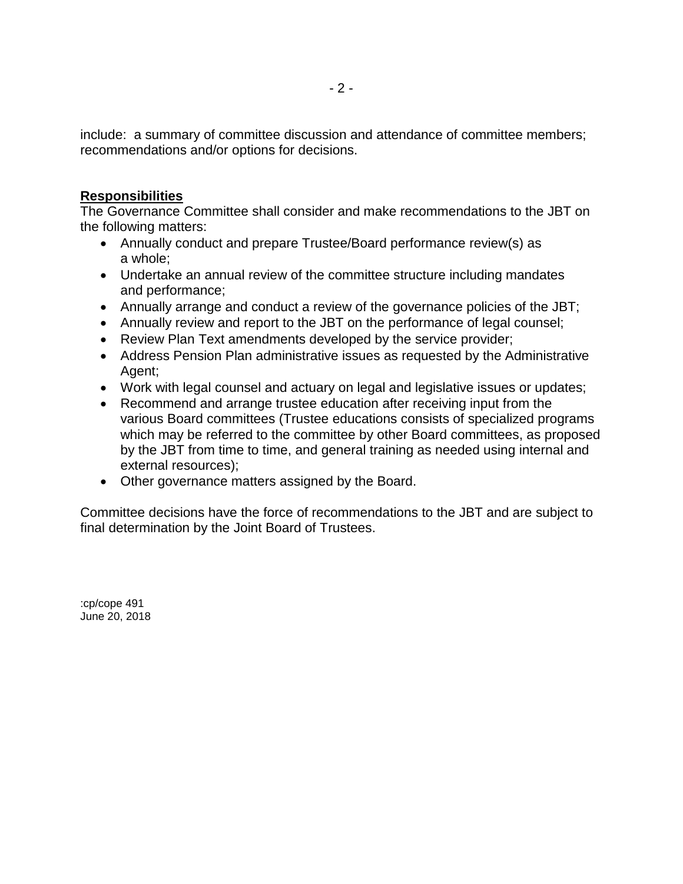include: a summary of committee discussion and attendance of committee members; recommendations and/or options for decisions.

**Responsibilities**

The Governance Committee shall consider and make recommendations to the JBT on the following matters:

- Annually conduct and prepare Trustee/Board performance review(s) as a whole;
- Undertake an annual review of the committee structure including mandates and performance;
- Annually arrange and conduct a review of the governance policies of the JBT;
- Annually review and report to the JBT on the performance of legal counsel;
- Review Plan Text amendments developed by the service provider;
- Address Pension Plan administrative issues as requested by the Administrative Agent;
- Work with legal counsel and actuary on legal and legislative issues or updates;
- Recommend and arrange trustee education after receiving input from the various Board committees (Trustee educations consists of specialized programs which may be referred to the committee by other Board committees, as proposed by the JBT from time to time, and general training as needed using internal and external resources);
- Other governance matters assigned by the Board.

Committee decisions have the force of recommendations to the JBT and are subject to final determination by the Joint Board of Trustees.

:cp/cope 491
June 20, 2018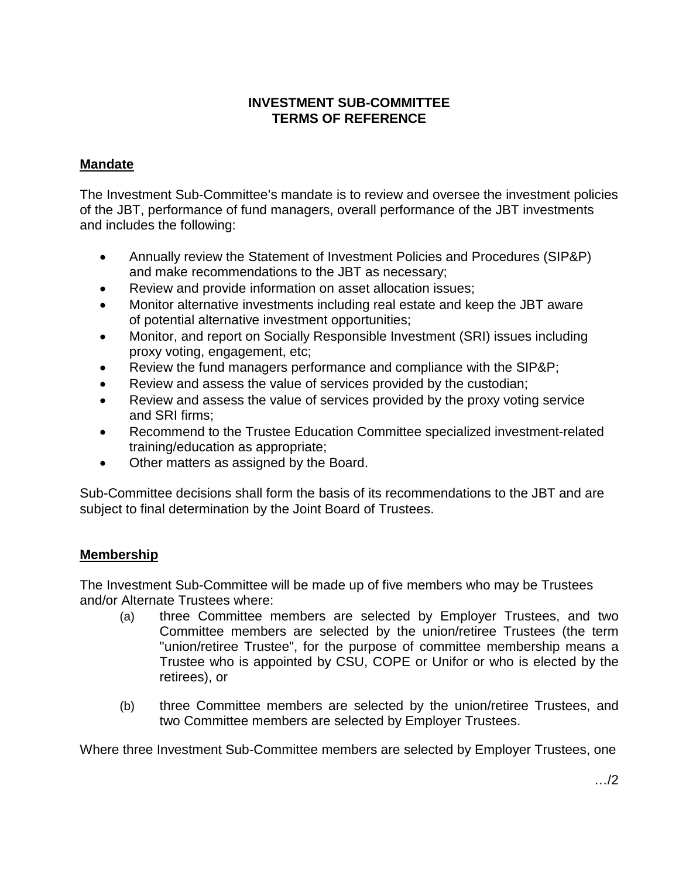**INVESTMENT SUB-COMMITTEE**
**TERMS OF REFERENCE**

**Mandate**

The Investment Sub-Committee's mandate is to review and oversee the investment policies of the JBT, performance of fund managers, overall performance of the JBT investments and includes the following:

- Annually review the Statement of Investment Policies and Procedures (SIP&P) and make recommendations to the JBT as necessary;
- Review and provide information on asset allocation issues;
- Monitor alternative investments including real estate and keep the JBT aware of potential alternative investment opportunities;
- Monitor, and report on Socially Responsible Investment (SRI) issues including proxy voting, engagement, etc;
- Review the fund managers performance and compliance with the SIP&P;
- Review and assess the value of services provided by the custodian;
- Review and assess the value of services provided by the proxy voting service and SRI firms;
- Recommend to the Trustee Education Committee specialized investment-related training/education as appropriate;
- Other matters as assigned by the Board.

Sub-Committee decisions shall form the basis of its recommendations to the JBT and are subject to final determination by the Joint Board of Trustees.

**Membership**

The Investment Sub-Committee will be made up of five members who may be Trustees and/or Alternate Trustees where:

(a) three Committee members are selected by Employer Trustees, and two Committee members are selected by the union/retiree Trustees (the term "union/retiree Trustee", for the purpose of committee membership means a Trustee who is appointed by CSU, COPE or Unifor or who is elected by the retirees), or

(b) three Committee members are selected by the union/retiree Trustees, and two Committee members are selected by Employer Trustees.

Where three Investment Sub-Committee members are selected by Employer Trustees, one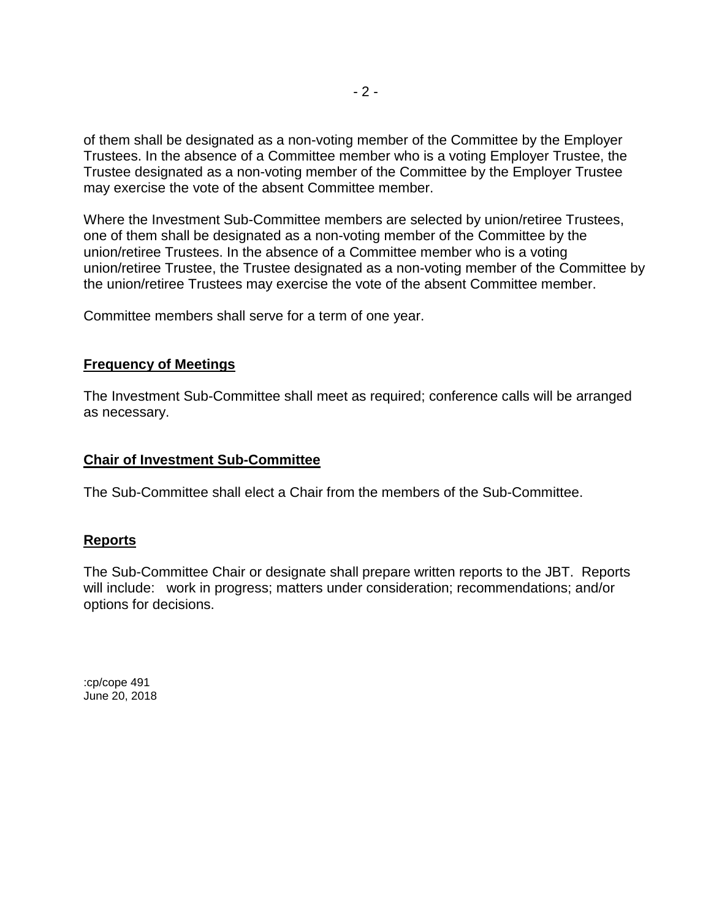of them shall be designated as a non-voting member of the Committee by the Employer Trustees. In the absence of a Committee member who is a voting Employer Trustee, the Trustee designated as a non-voting member of the Committee by the Employer Trustee may exercise the vote of the absent Committee member.

Where the Investment Sub-Committee members are selected by union/retiree Trustees, one of them shall be designated as a non-voting member of the Committee by the union/retiree Trustees. In the absence of a Committee member who is a voting union/retiree Trustee, the Trustee designated as a non-voting member of the Committee by the union/retiree Trustees may exercise the vote of the absent Committee member.

Committee members shall serve for a term of one year.

## **Frequency of Meetings**

The Investment Sub-Committee shall meet as required; conference calls will be arranged as necessary.

## **Chair of Investment Sub-Committee**

The Sub-Committee shall elect a Chair from the members of the Sub-Committee.

## **Reports**

The Sub-Committee Chair or designate shall prepare written reports to the JBT. Reports will include: work in progress; matters under consideration; recommendations; and/or options for decisions.

:cp/cope 491
June 20, 2018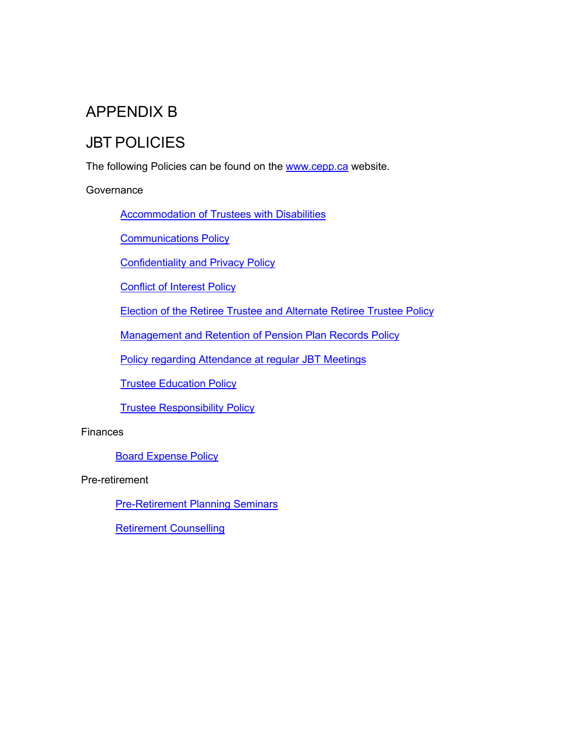# APPENDIX B

# JBT POLICIES

The following Policies can be found on the www.cepp.ca website.

Governance

- Accommodation of Trustees with Disabilities
- Communications Policy
- Confidentiality and Privacy Policy
- Conflict of Interest Policy
- Election of the Retiree Trustee and Alternate Retiree Trustee Policy
- Management and Retention of Pension Plan Records Policy
- Policy regarding Attendance at regular JBT Meetings
- Trustee Education Policy
- Trustee Responsibility Policy

Finances

- Board Expense Policy

Pre-retirement

- Pre-Retirement Planning Seminars
- Retirement Counselling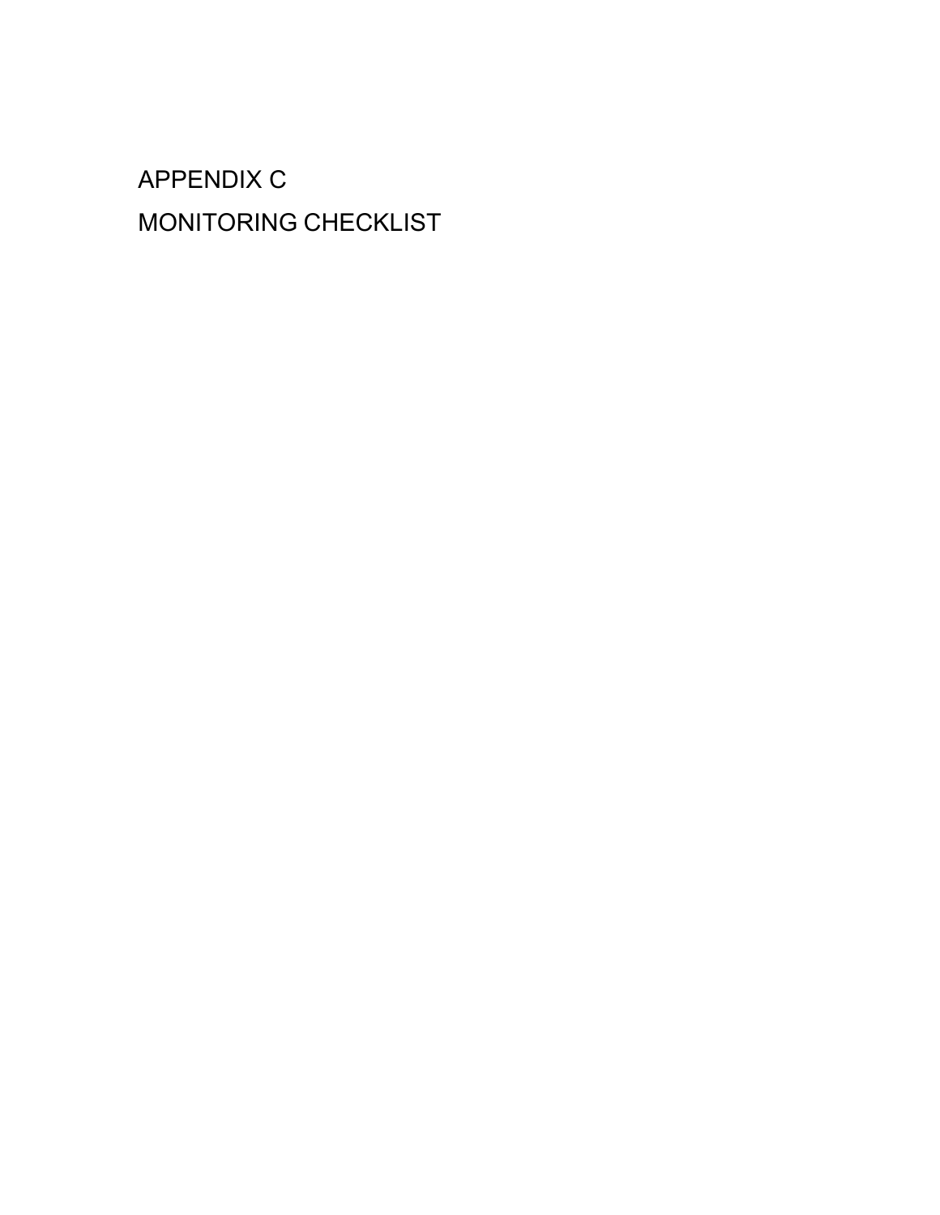# APPENDIX C

# MONITORING CHECKLIST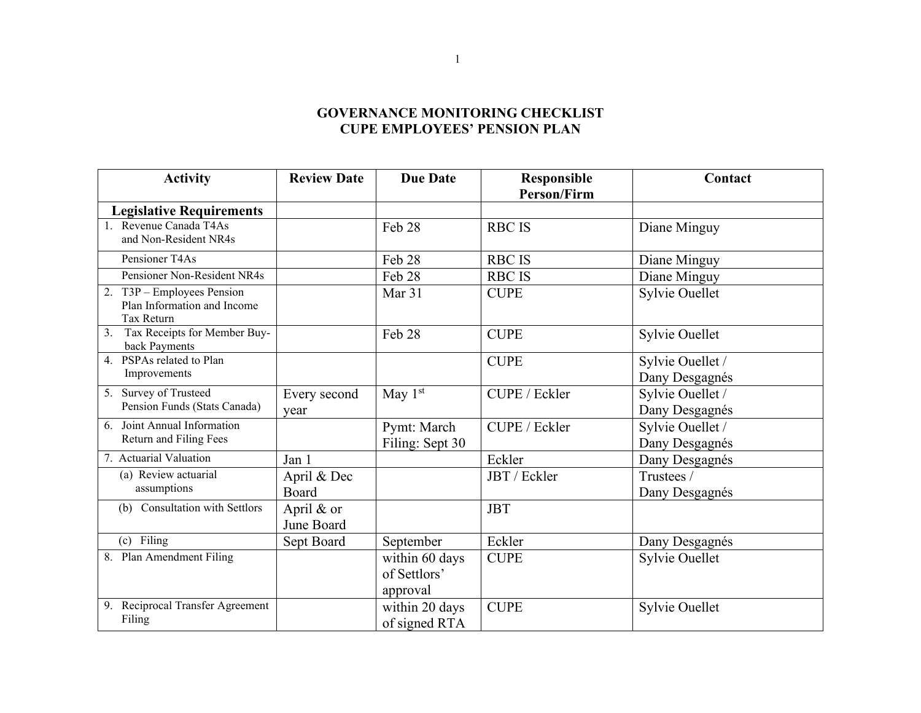# GOVERNANCE MONITORING CHECKLIST
# CUPE EMPLOYEES' PENSION PLAN

| Activity | Review Date | Due Date | Responsible Person/Firm | Contact |
|---|---|---|---|---|
| **Legislative Requirements** | | | | |
| 1. Revenue Canada T4As and Non-Resident NR4s | | Feb 28 | RBC IS | Diane Minguy |
| Pensioner T4As | | Feb 28 | RBC IS | Diane Minguy |
| Pensioner Non-Resident NR4s | | Feb 28 | RBC IS | Diane Minguy |
| 2. T3P – Employees Pension Plan Information and Income Tax Return | | Mar 31 | CUPE | Sylvie Ouellet |
| 3. Tax Receipts for Member Buy-back Payments | | Feb 28 | CUPE | Sylvie Ouellet |
| 4. PSPAs related to Plan Improvements | | | CUPE | Sylvie Ouellet / Dany Desgagnés |
| 5. Survey of Trusteed Pension Funds (Stats Canada) | Every second year | May 1st | CUPE / Eckler | Sylvie Ouellet / Dany Desgagnés |
| 6. Joint Annual Information Return and Filing Fees | | Pymt: March Filing: Sept 30 | CUPE / Eckler | Sylvie Ouellet / Dany Desgagnés |
| 7. Actuarial Valuation | Jan 1 | | Eckler | Dany Desgagnés |
| (a) Review actuarial assumptions | April & Dec Board | | JBT / Eckler | Trustees / Dany Desgagnés |
| (b) Consultation with Settlors | April & or June Board | | JBT | |
| (c) Filing | Sept Board | September | Eckler | Dany Desgagnés |
| 8. Plan Amendment Filing | | within 60 days of Settlors' approval | CUPE | Sylvie Ouellet |
| 9. Reciprocal Transfer Agreement Filing | | within 20 days of signed RTA | CUPE | Sylvie Ouellet |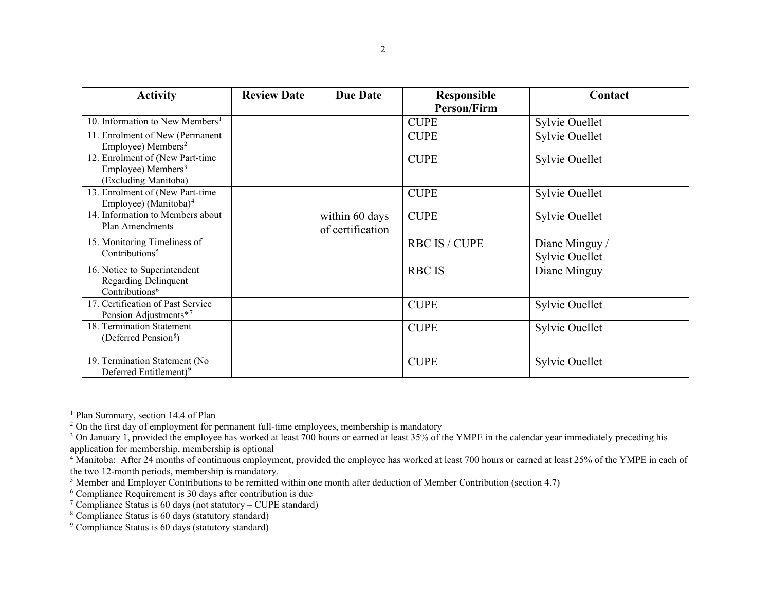| Activity | Review Date | Due Date | Responsible Person/Firm | Contact |
|---|---|---|---|---|
| 10. Information to New Members[1] | | | CUPE | Sylvie Ouellet |
| 11. Enrolment of New (Permanent Employee) Members[2] | | | CUPE | Sylvie Ouellet |
| 12. Enrolment of (New Part-time Employee) Members[3] (Excluding Manitoba) | | | CUPE | Sylvie Ouellet |
| 13. Enrolment of (New Part-time Employee) (Manitoba)[4] | | | CUPE | Sylvie Ouellet |
| 14. Information to Members about Plan Amendments | | within 60 days of certification | CUPE | Sylvie Ouellet |
| 15. Monitoring Timeliness of Contributions[5] | | | RBC IS / CUPE | Diane Minguy / Sylvie Ouellet |
| 16. Notice to Superintendent Regarding Delinquent Contributions[6] | | | RBC IS | Diane Minguy |
| 17. Certification of Past Service Pension Adjustments*[7] | | | CUPE | Sylvie Ouellet |
| 18. Termination Statement (Deferred Pension[8]) | | | CUPE | Sylvie Ouellet |
| 19. Termination Statement (No Deferred Entitlement)[9] | | | CUPE | Sylvie Ouellet |

[1] Plan Summary, section 14.4 of Plan

[2] On the first day of employment for permanent full-time employees, membership is mandatory

[3] On January 1, provided the employee has worked at least 700 hours or earned at least 35% of the YMPE in the calendar year immediately preceding his application for membership, membership is optional

[4] Manitoba: After 24 months of continuous employment, provided the employee has worked at least 700 hours or earned at least 25% of the YMPE in each of the two 12-month periods, membership is mandatory.

[5] Member and Employer Contributions to be remitted within one month after deduction of Member Contribution (section 4.7)

[6] Compliance Requirement is 30 days after contribution is due

[7] Compliance Status is 60 days (not statutory – CUPE standard)

[8] Compliance Status is 60 days (statutory standard)

[9] Compliance Status is 60 days (statutory standard)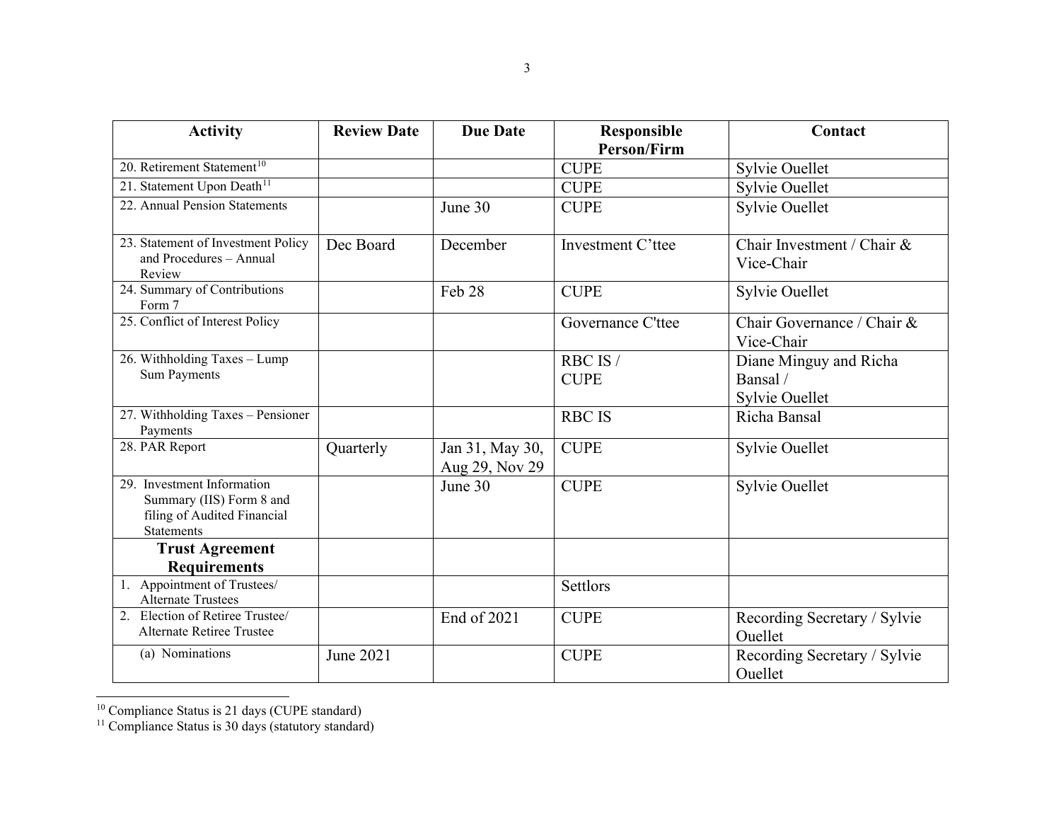| Activity | Review Date | Due Date | Responsible Person/Firm | Contact |
|---|---|---|---|---|
| 20. Retirement Statement[10] | | | CUPE | Sylvie Ouellet |
| 21. Statement Upon Death[11] | | | CUPE | Sylvie Ouellet |
| 22. Annual Pension Statements | | June 30 | CUPE | Sylvie Ouellet |
| 23. Statement of Investment Policy and Procedures – Annual Review | Dec Board | December | Investment C'ttee | Chair Investment / Chair & Vice-Chair |
| 24. Summary of Contributions Form 7 | | Feb 28 | CUPE | Sylvie Ouellet |
| 25. Conflict of Interest Policy | | | Governance C'ttee | Chair Governance / Chair & Vice-Chair |
| 26. Withholding Taxes – Lump Sum Payments | | | RBC IS / CUPE | Diane Minguy and Richa Bansal / Sylvie Ouellet |
| 27. Withholding Taxes – Pensioner Payments | | | RBC IS | Richa Bansal |
| 28. PAR Report | Quarterly | Jan 31, May 30, Aug 29, Nov 29 | CUPE | Sylvie Ouellet |
| 29. Investment Information Summary (IIS) Form 8 and filing of Audited Financial Statements | | June 30 | CUPE | Sylvie Ouellet |
| **Trust Agreement Requirements** | | | | |
| 1. Appointment of Trustees/ Alternate Trustees | | | Settlors | |
| 2. Election of Retiree Trustee/ Alternate Retiree Trustee | | End of 2021 | CUPE | Recording Secretary / Sylvie Ouellet |
| (a) Nominations | June 2021 | | CUPE | Recording Secretary / Sylvie Ouellet |

[10] Compliance Status is 21 days (CUPE standard)

[11] Compliance Status is 30 days (statutory standard)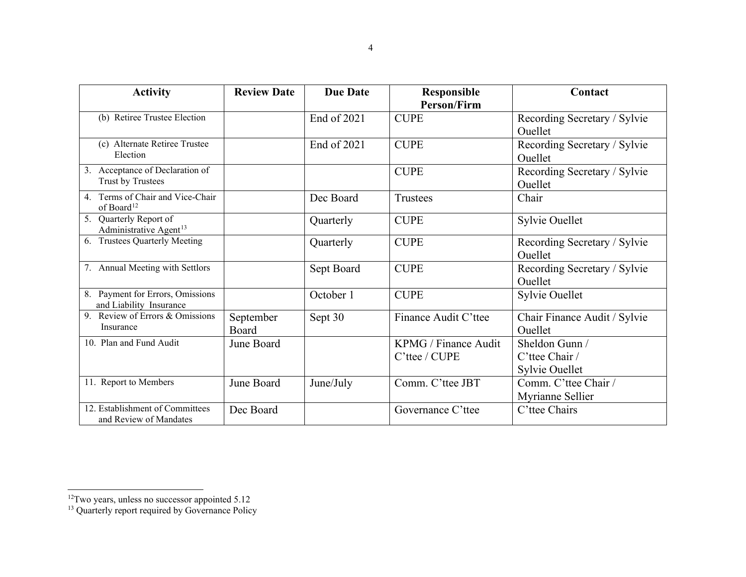| Activity | Review Date | Due Date | Responsible Person/Firm | Contact |
|---|---|---|---|---|
| (b) Retiree Trustee Election | | End of 2021 | CUPE | Recording Secretary / Sylvie Ouellet |
| (c) Alternate Retiree Trustee Election | | End of 2021 | CUPE | Recording Secretary / Sylvie Ouellet |
| 3. Acceptance of Declaration of Trust by Trustees | | | CUPE | Recording Secretary / Sylvie Ouellet |
| 4. Terms of Chair and Vice-Chair of Board[12] | | Dec Board | Trustees | Chair |
| 5. Quarterly Report of Administrative Agent[13] | | Quarterly | CUPE | Sylvie Ouellet |
| 6. Trustees Quarterly Meeting | | Quarterly | CUPE | Recording Secretary / Sylvie Ouellet |
| 7. Annual Meeting with Settlors | | Sept Board | CUPE | Recording Secretary / Sylvie Ouellet |
| 8. Payment for Errors, Omissions and Liability Insurance | | October 1 | CUPE | Sylvie Ouellet |
| 9. Review of Errors & Omissions Insurance | September Board | Sept 30 | Finance Audit C'ttee | Chair Finance Audit / Sylvie Ouellet |
| 10. Plan and Fund Audit | June Board | | KPMG / Finance Audit C'ttee / CUPE | Sheldon Gunn / C'ttee Chair / Sylvie Ouellet |
| 11. Report to Members | June Board | June/July | Comm. C'ttee JBT | Comm. C'ttee Chair / Myrianne Sellier |
| 12. Establishment of Committees and Review of Mandates | Dec Board | | Governance C'ttee | C'ttee Chairs |

[12] Two years, unless no successor appointed 5.12

[13] Quarterly report required by Governance Policy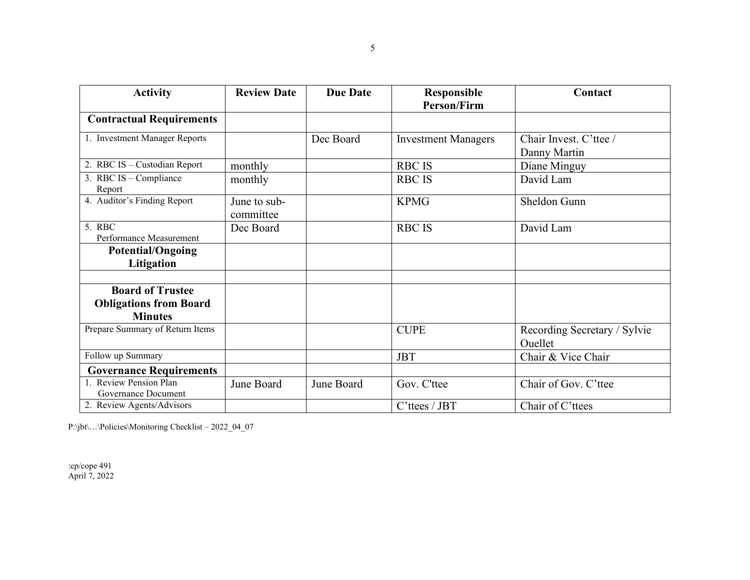| Activity | Review Date | Due Date | Responsible Person/Firm | Contact |
|---|---|---|---|---|
| **Contractual Requirements** | | | | |
| 1. Investment Manager Reports | | Dec Board | Investment Managers | Chair Invest. C'ttee / Danny Martin |
| 2. RBC IS – Custodian Report | monthly | | RBC IS | Diane Minguy |
| 3. RBC IS – Compliance Report | monthly | | RBC IS | David Lam |
| 4. Auditor's Finding Report | June to sub-committee | | KPMG | Sheldon Gunn |
| 5. RBC Performance Measurement | Dec Board | | RBC IS | David Lam |
| **Potential/Ongoing Litigation** | | | | |
| | | | | |
| **Board of Trustee Obligations from Board Minutes** | | | | |
| Prepare Summary of Return Items | | | CUPE | Recording Secretary / Sylvie Ouellet |
| Follow up Summary | | | JBT | Chair & Vice Chair |
| **Governance Requirements** | | | | |
| 1. Review Pension Plan Governance Document | June Board | June Board | Gov. C'ttee | Chair of Gov. C'ttee |
| 2. Review Agents/Advisors | | | C'ttees / JBT | Chair of C'ttees |

P:\jbt\…\Policies\Monitoring Checklist – 2022_04_07

:cp/cope 491
April 7, 2022